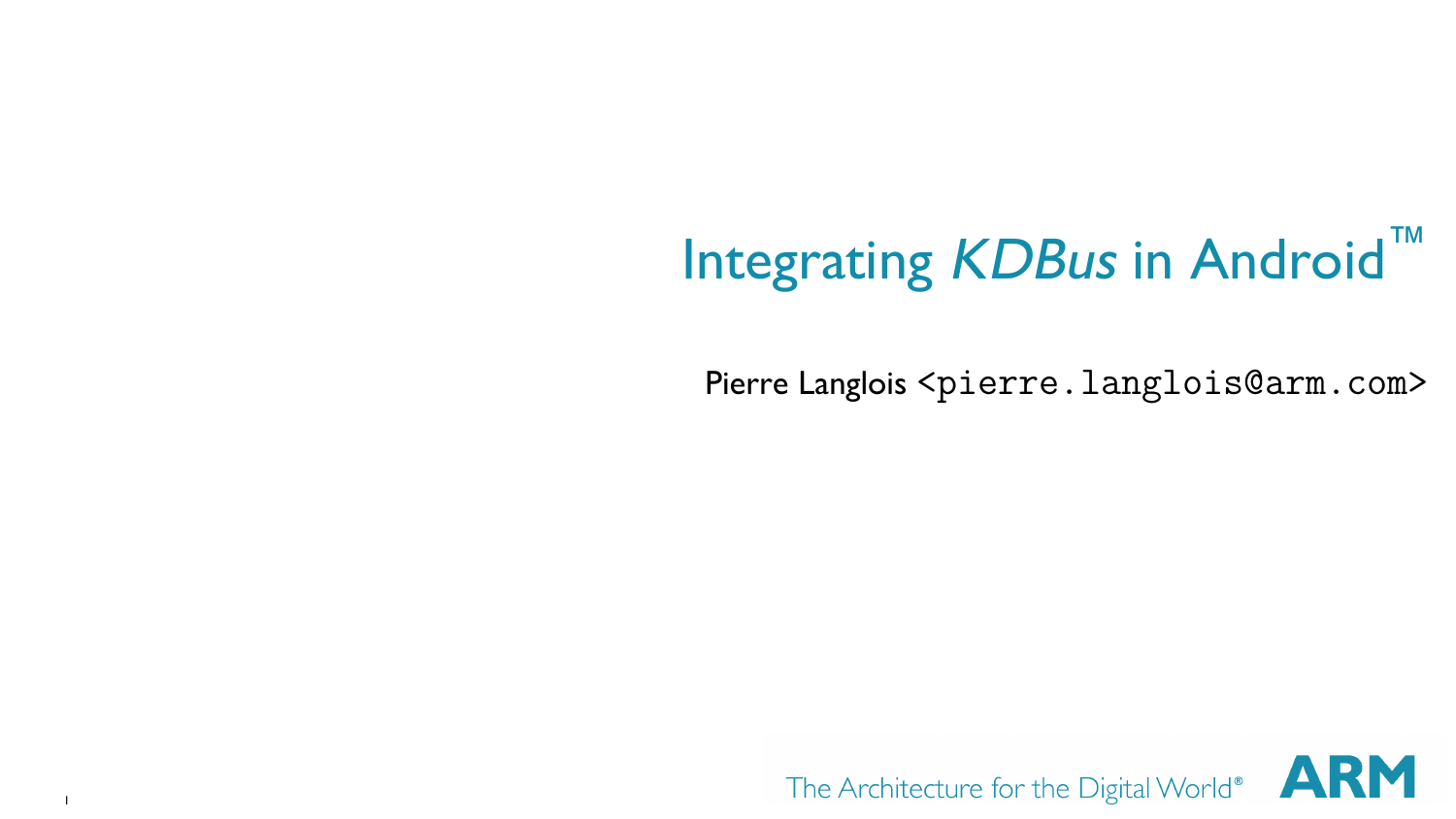# Integrating *KDBus* in Android™

Pierre Langlois <pierre.langlois@arm.com>

The Architecture for the Digital World® ARM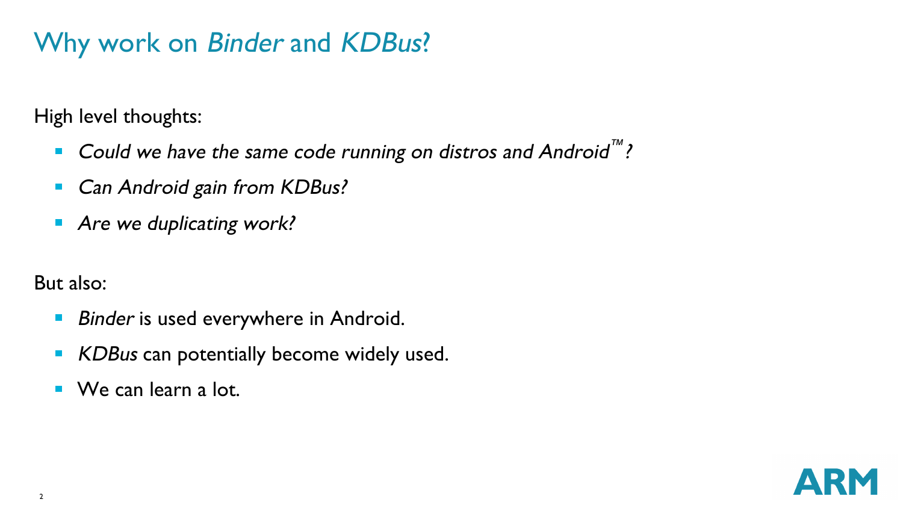# Why work on *Binder* and *KDBus*?

High level thoughts:

- *Could we have the same code running on distros and Android™?*
- *Can Android gain from KDBus?*
- *Are we duplicating work?*

But also:

- *Binder* is used everywhere in Android.
- *KDBus* can potentially become widely used.
- We can learn a lot.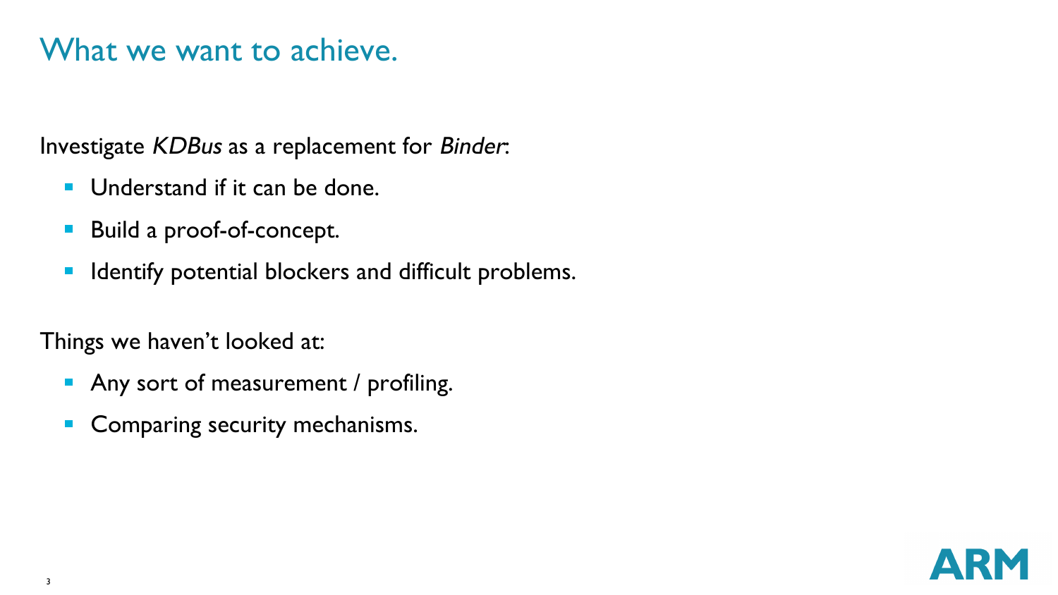# What we want to achieve.

Investigate *KDBus* as a replacement for *Binder*:

- Understand if it can be done.
- Build a proof-of-concept.
- Identify potential blockers and difficult problems.

Things we haven't looked at:

- Any sort of measurement / profiling.
- Comparing security mechanisms.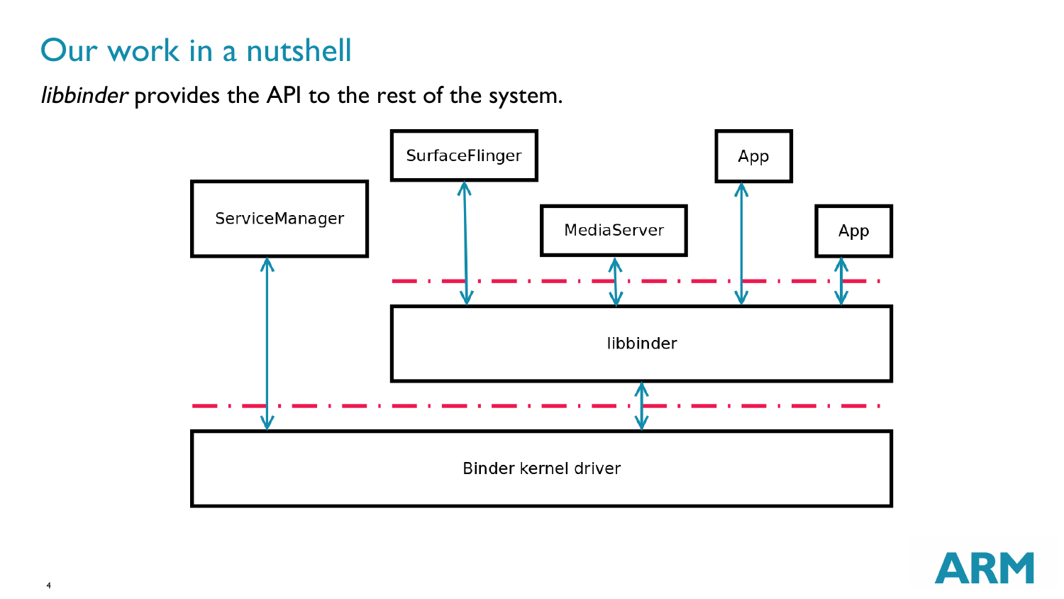# Our work in a nutshell

*libbinder* provides the API to the rest of the system.

SurfaceFlinger

App

ServiceManager

MediaServer

App

libbinder

Binder kernel driver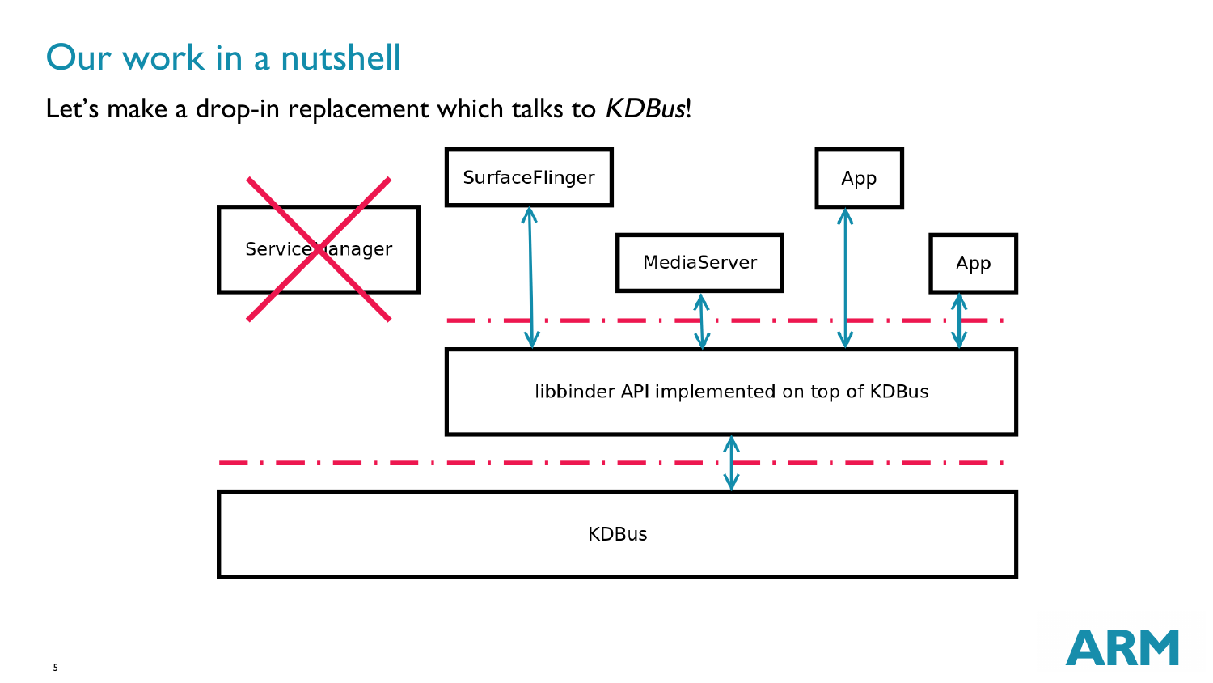# Our work in a nutshell

Let's make a drop-in replacement which talks to *KDBus*!

ServiceManager

SurfaceFlinger

MediaServer

App

App

libbinder API implemented on top of KDBus

KDBus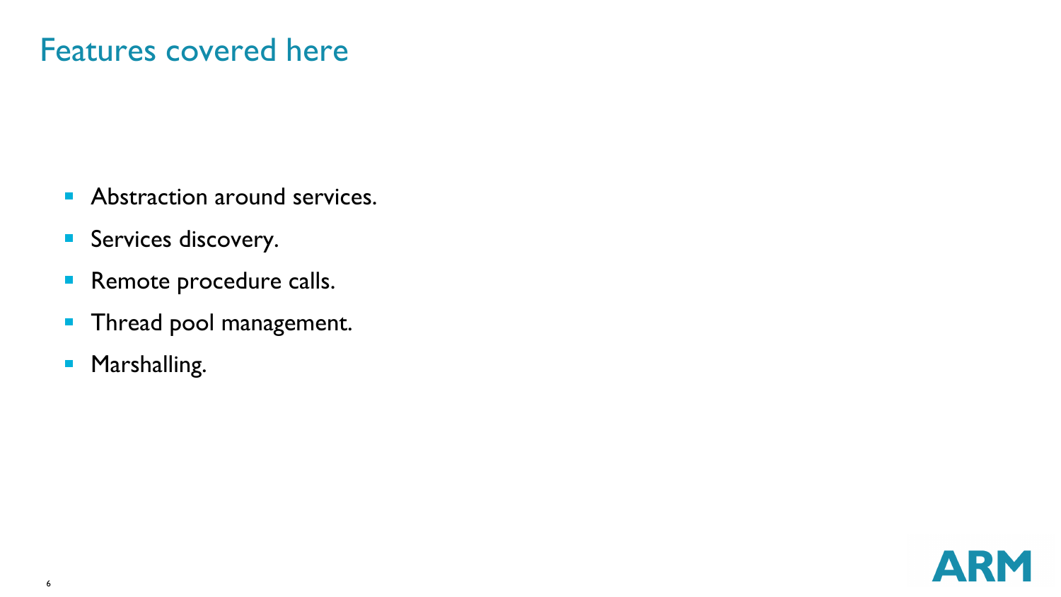# Features covered here

- Abstraction around services.
- Services discovery.
- Remote procedure calls.
- Thread pool management.
- Marshalling.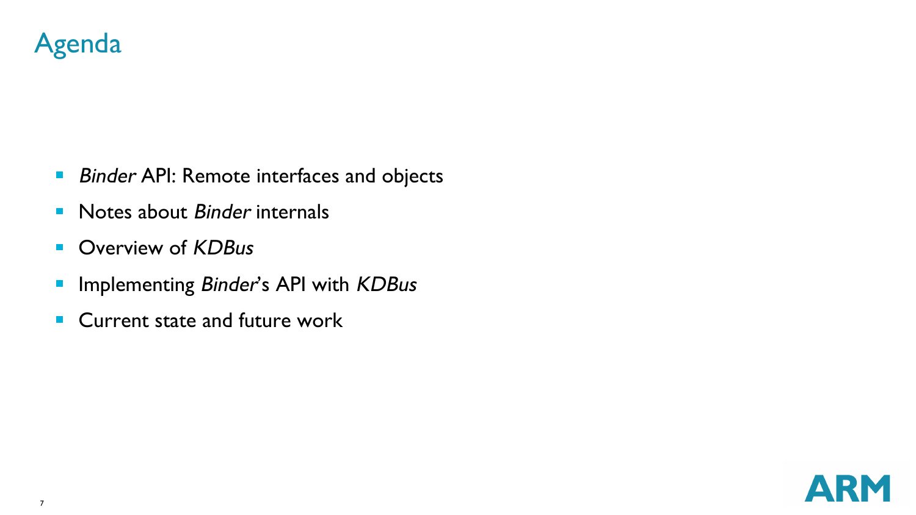# Agenda

- *Binder* API: Remote interfaces and objects
- Notes about *Binder* internals
- Overview of *KDBus*
- Implementing *Binder*'s API with *KDBus*
- Current state and future work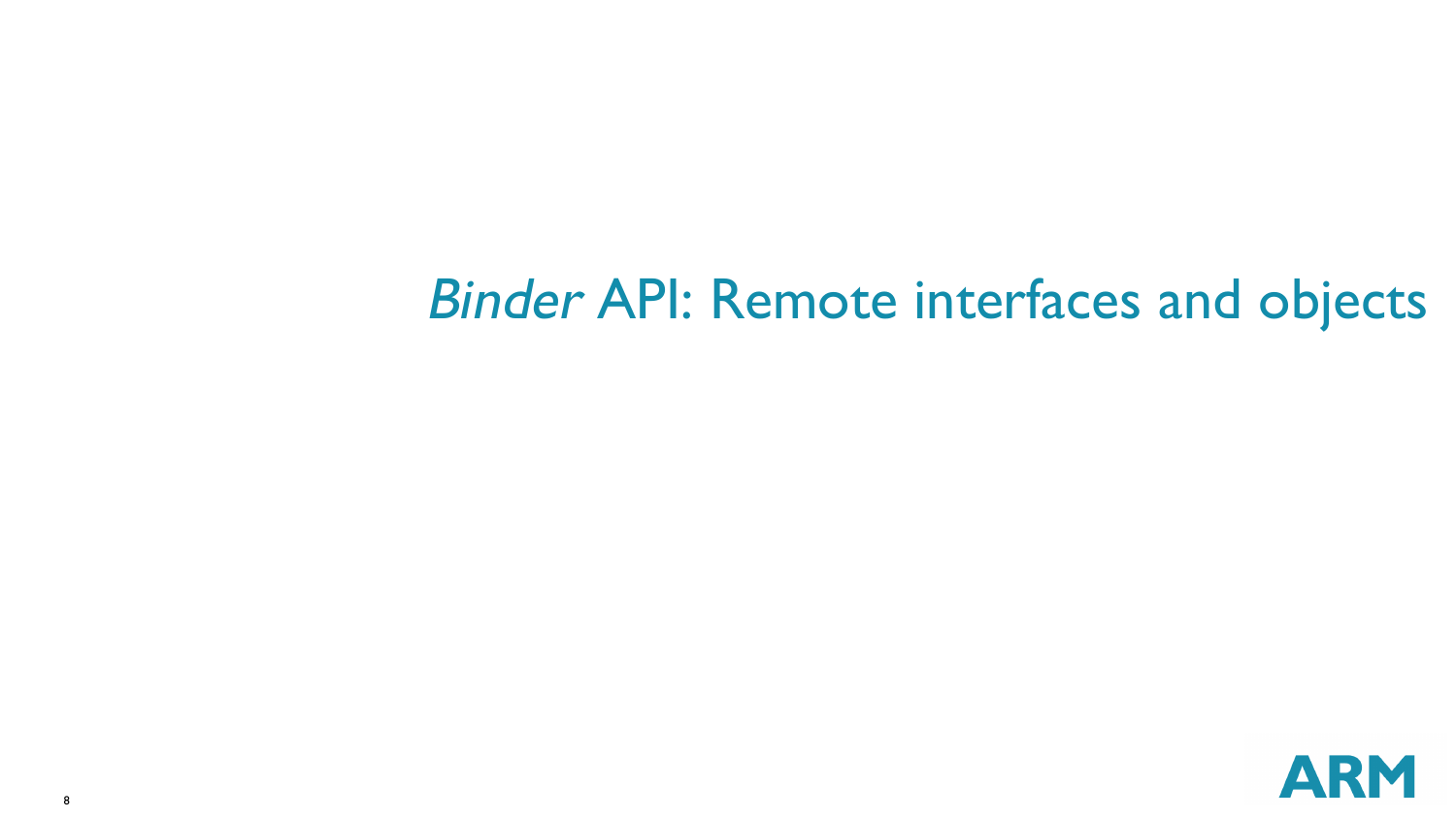# *Binder* API: Remote interfaces and objects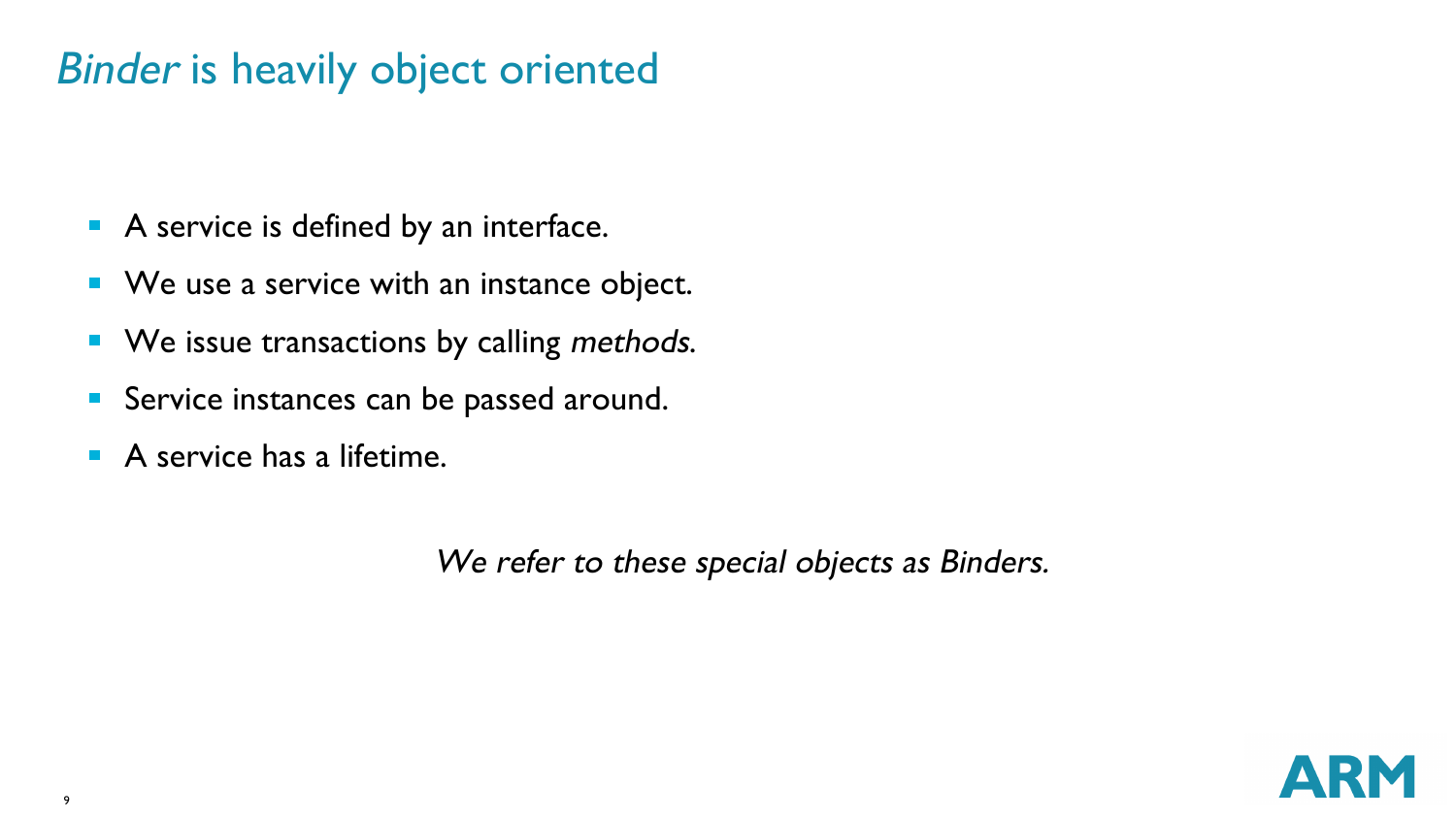# *Binder* is heavily object oriented

- A service is defined by an interface.
- We use a service with an instance object.
- We issue transactions by calling *methods*.
- Service instances can be passed around.
- A service has a lifetime.

*We refer to these special objects as Binders.*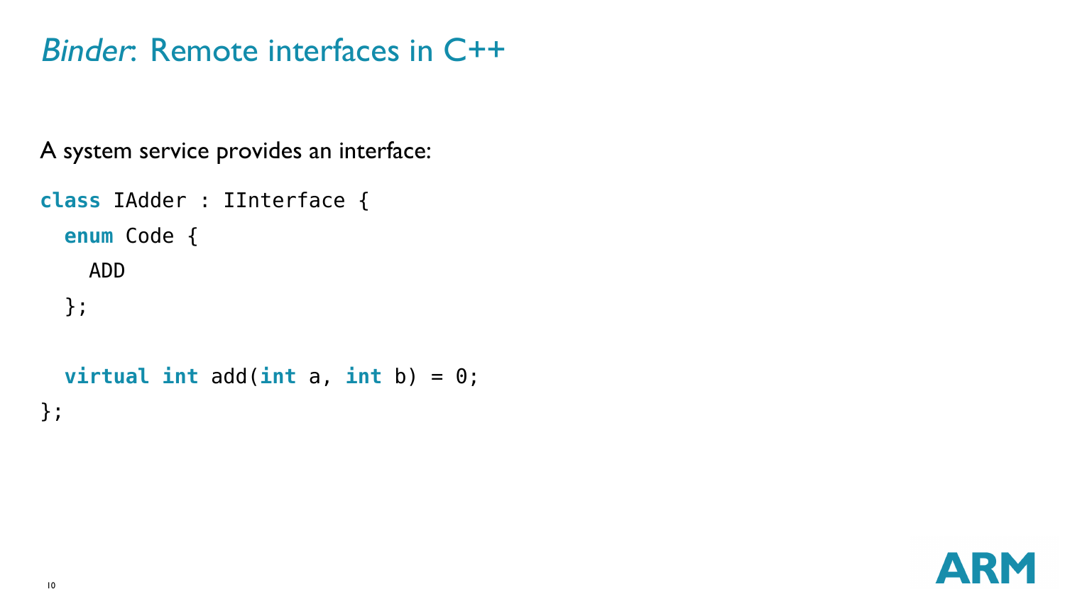# *Binder*: Remote interfaces in C++

A system service provides an interface:

```
class IAdder : IInterface {
  enum Code {
    ADD
  };

  virtual int add(int a, int b) = 0;
};
```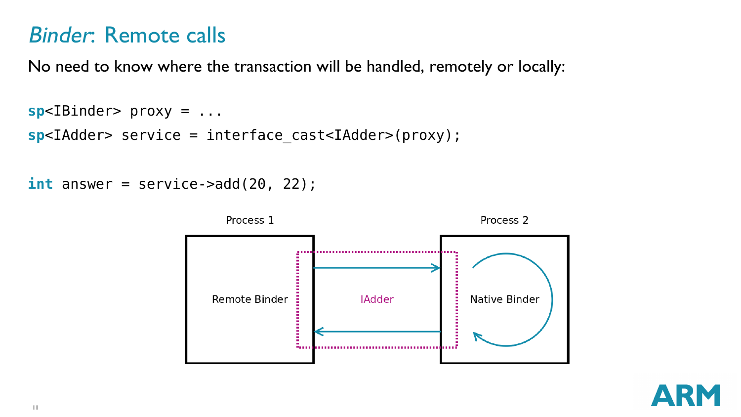# *Binder*: Remote calls

No need to know where the transaction will be handled, remotely or locally:

```
sp<IBinder> proxy = ...
sp<IAdder> service = interface_cast<IAdder>(proxy);

int answer = service->add(20, 22);
```

Process 1

Remote Binder

IAdder

Process 2

Native Binder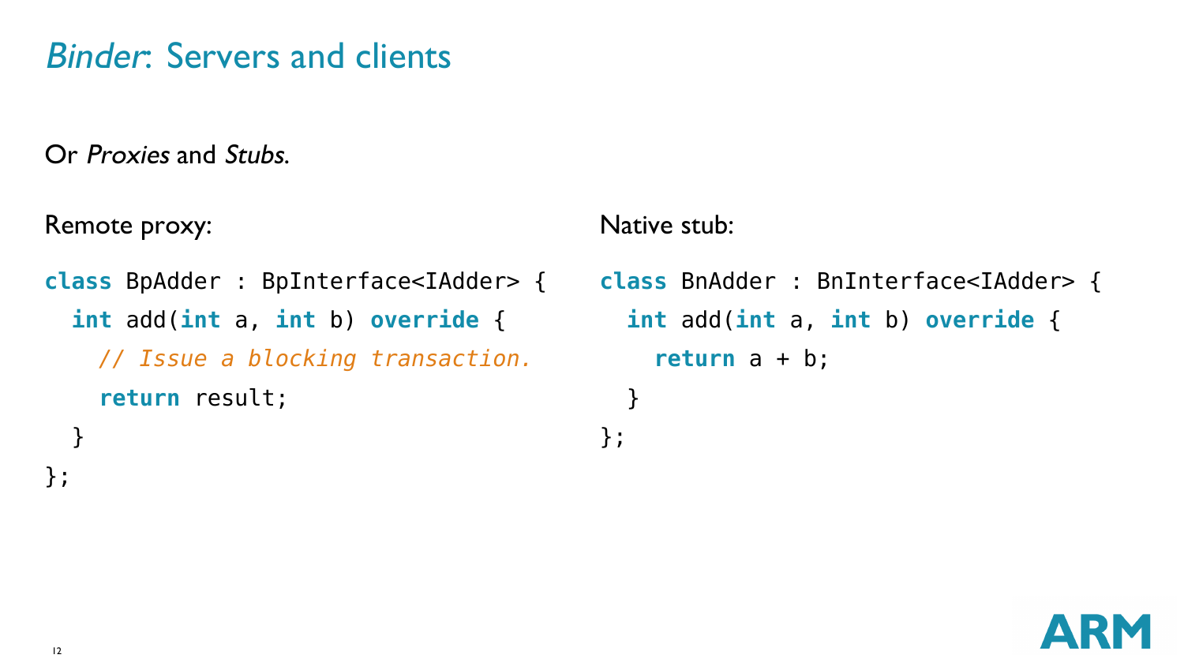# *Binder*: Servers and clients

Or *Proxies* and *Stubs*.

Remote proxy:

```
class BpAdder : BpInterface<IAdder> {
  int add(int a, int b) override {
    // Issue a blocking transaction.
    return result;
  }
};
```

Native stub:

```
class BnAdder : BnInterface<IAdder> {
  int add(int a, int b) override {
    return a + b;
  }
};
```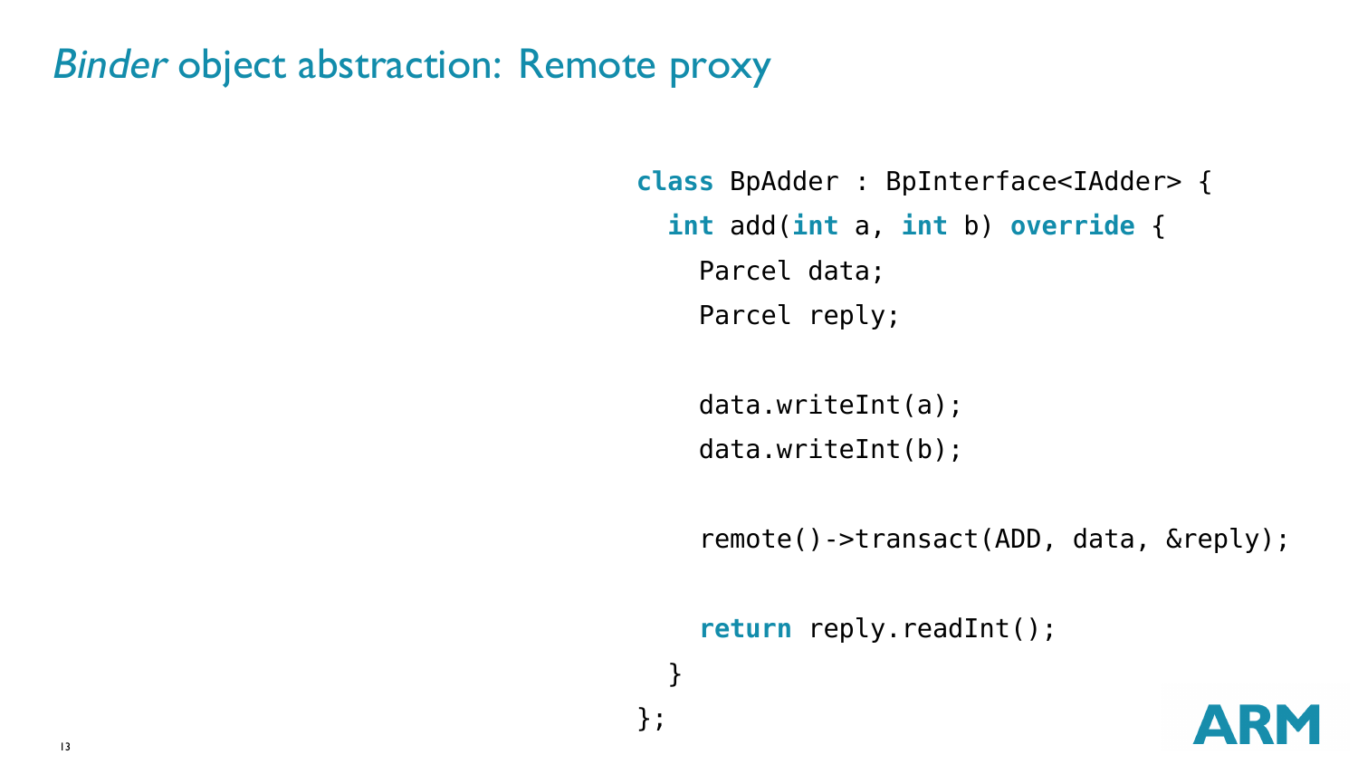# *Binder* object abstraction: Remote proxy

```
class BpAdder : BpInterface<IAdder> {
  int add(int a, int b) override {
    Parcel data;
    Parcel reply;

    data.writeInt(a);
    data.writeInt(b);

    remote()->transact(ADD, data, &reply);

    return reply.readInt();
  }
};
```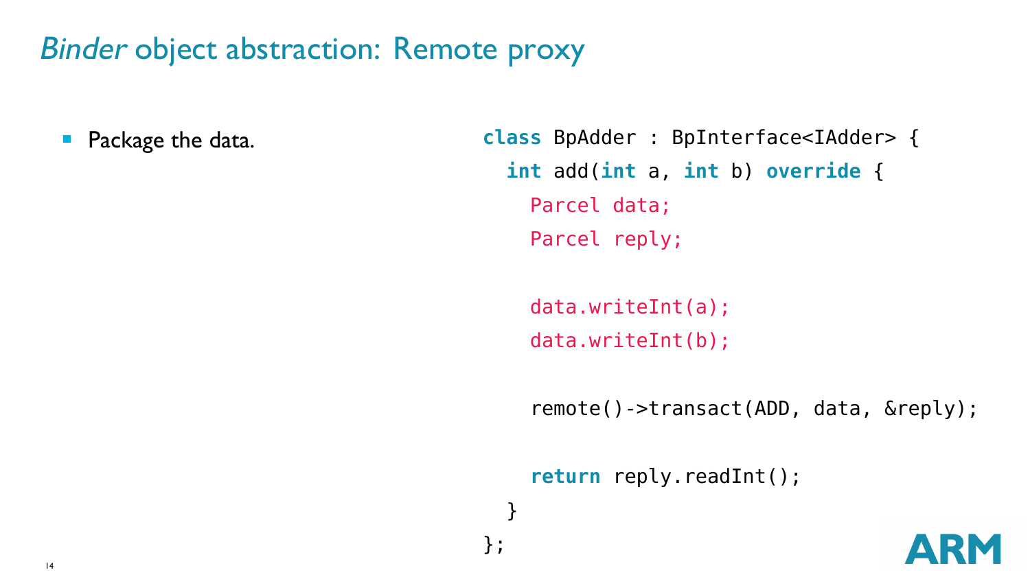# *Binder* object abstraction: Remote proxy

- Package the data.

```
class BpAdder : BpInterface<IAdder> {
  int add(int a, int b) override {
    Parcel data;
    Parcel reply;

    data.writeInt(a);
    data.writeInt(b);

    remote()->transact(ADD, data, &reply);

    return reply.readInt();
  }
};
```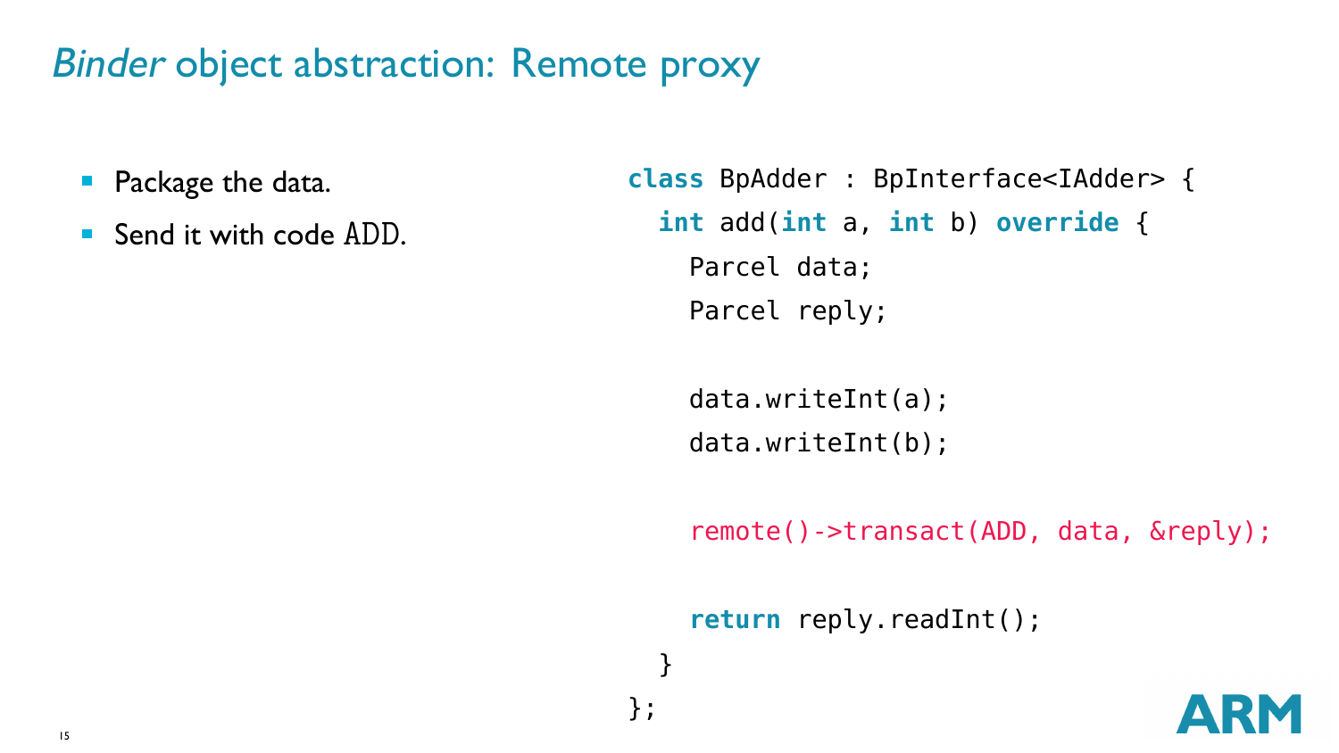# *Binder* object abstraction: Remote proxy

- Package the data.
- Send it with code `ADD`.

```
class BpAdder : BpInterface<IAdder> {
  int add(int a, int b) override {
    Parcel data;
    Parcel reply;

    data.writeInt(a);
    data.writeInt(b);

    remote()->transact(ADD, data, &reply);

    return reply.readInt();
  }
};
```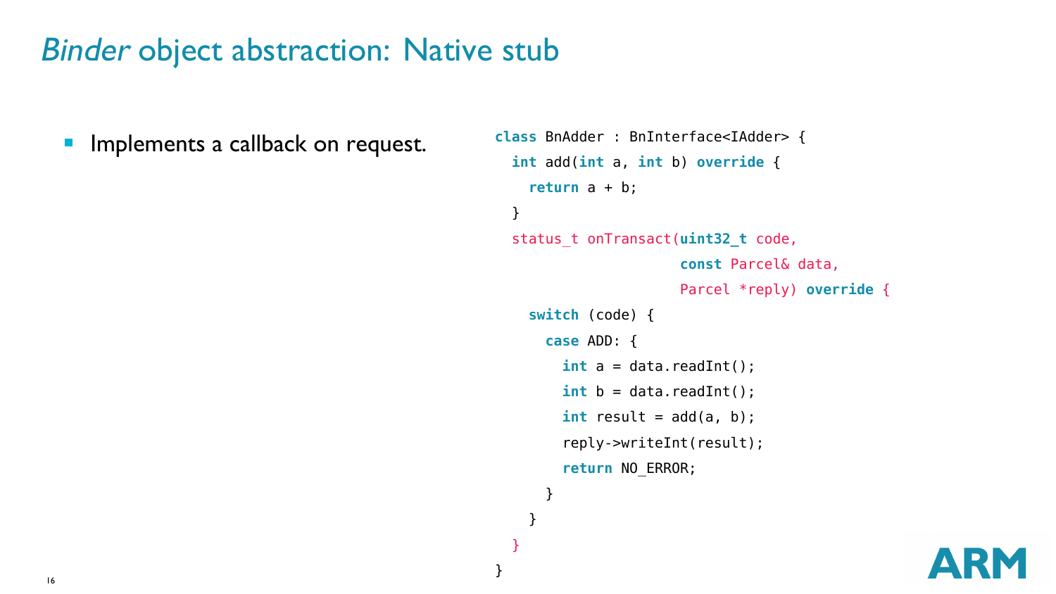# *Binder* object abstraction: Native stub

- Implements a callback on request.

```
class BnAdder : BnInterface<IAdder> {
  int add(int a, int b) override {
    return a + b;
  }
  status_t onTransact(uint32_t code,
                      const Parcel& data,
                      Parcel *reply) override {
    switch (code) {
      case ADD: {
        int a = data.readInt();
        int b = data.readInt();
        int result = add(a, b);
        reply->writeInt(result);
        return NO_ERROR;
      }
    }
  }
}
```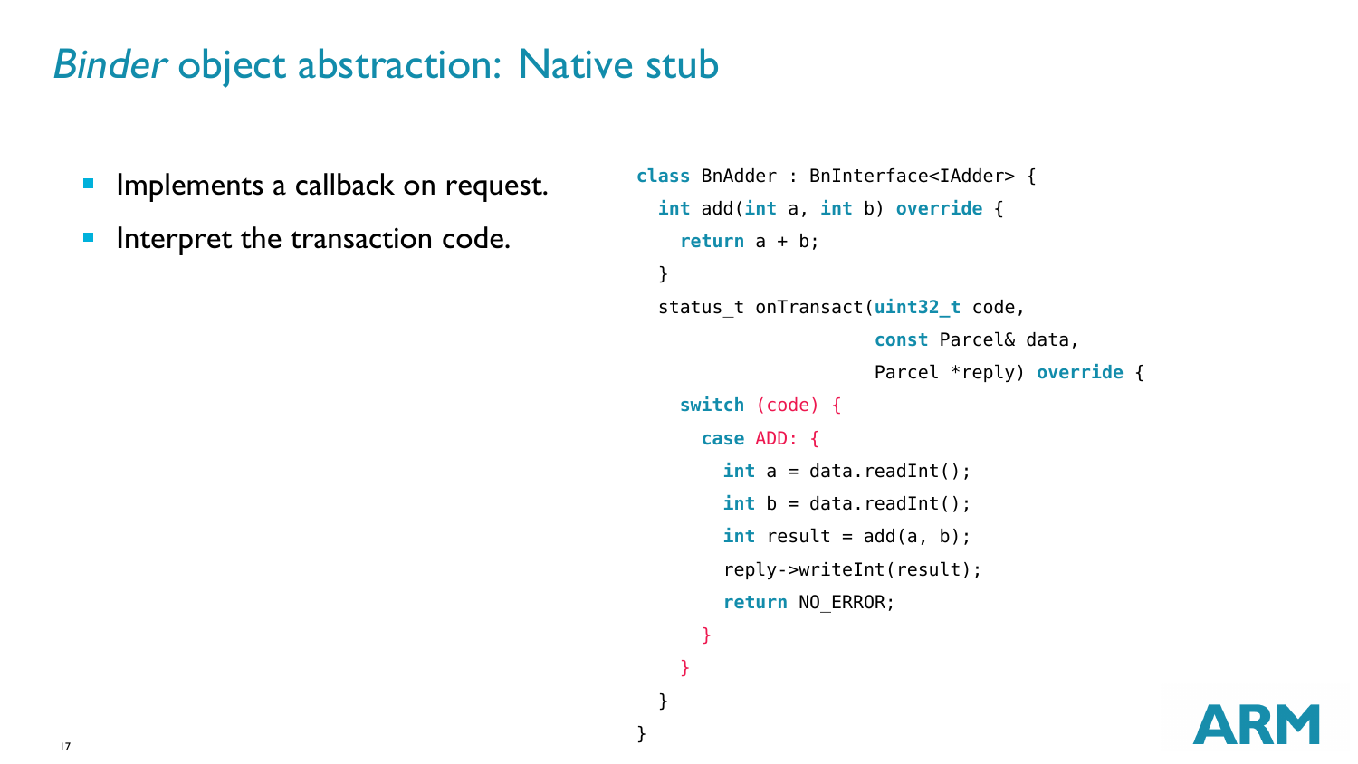# *Binder* object abstraction: Native stub

- Implements a callback on request.
- Interpret the transaction code.

```
class BnAdder : BnInterface<IAdder> {
  int add(int a, int b) override {
    return a + b;
  }
  status_t onTransact(uint32_t code,
                      const Parcel& data,
                      Parcel *reply) override {
    switch (code) {
      case ADD: {
        int a = data.readInt();
        int b = data.readInt();
        int result = add(a, b);
        reply->writeInt(result);
        return NO_ERROR;
      }
    }
  }
}
```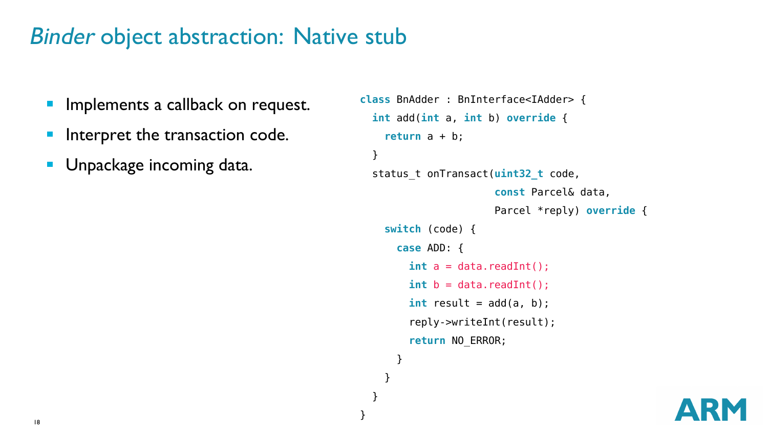# *Binder* object abstraction: Native stub

- Implements a callback on request.
- Interpret the transaction code.
- Unpackage incoming data.

```
class BnAdder : BnInterface<IAdder> {
  int add(int a, int b) override {
    return a + b;
  }
  status_t onTransact(uint32_t code,
                      const Parcel& data,
                      Parcel *reply) override {
    switch (code) {
      case ADD: {
        int a = data.readInt();
        int b = data.readInt();
        int result = add(a, b);
        reply->writeInt(result);
        return NO_ERROR;
      }
    }
  }
}
```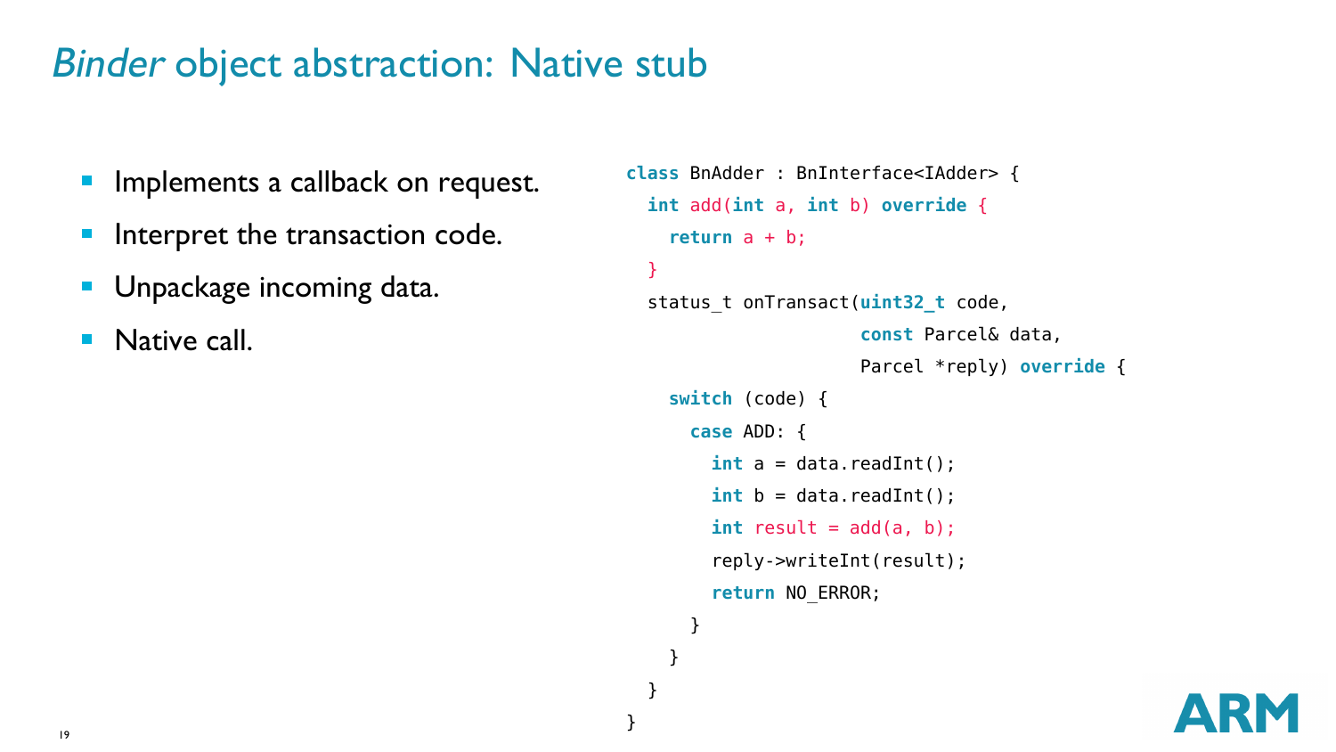# *Binder* object abstraction: Native stub

- Implements a callback on request.
- Interpret the transaction code.
- Unpackage incoming data.
- Native call.

```
class BnAdder : BnInterface<IAdder> {
  int add(int a, int b) override {
    return a + b;
  }
  status_t onTransact(uint32_t code,
                      const Parcel& data,
                      Parcel *reply) override {
    switch (code) {
      case ADD: {
        int a = data.readInt();
        int b = data.readInt();
        int result = add(a, b);
        reply->writeInt(result);
        return NO_ERROR;
      }
    }
  }
}
```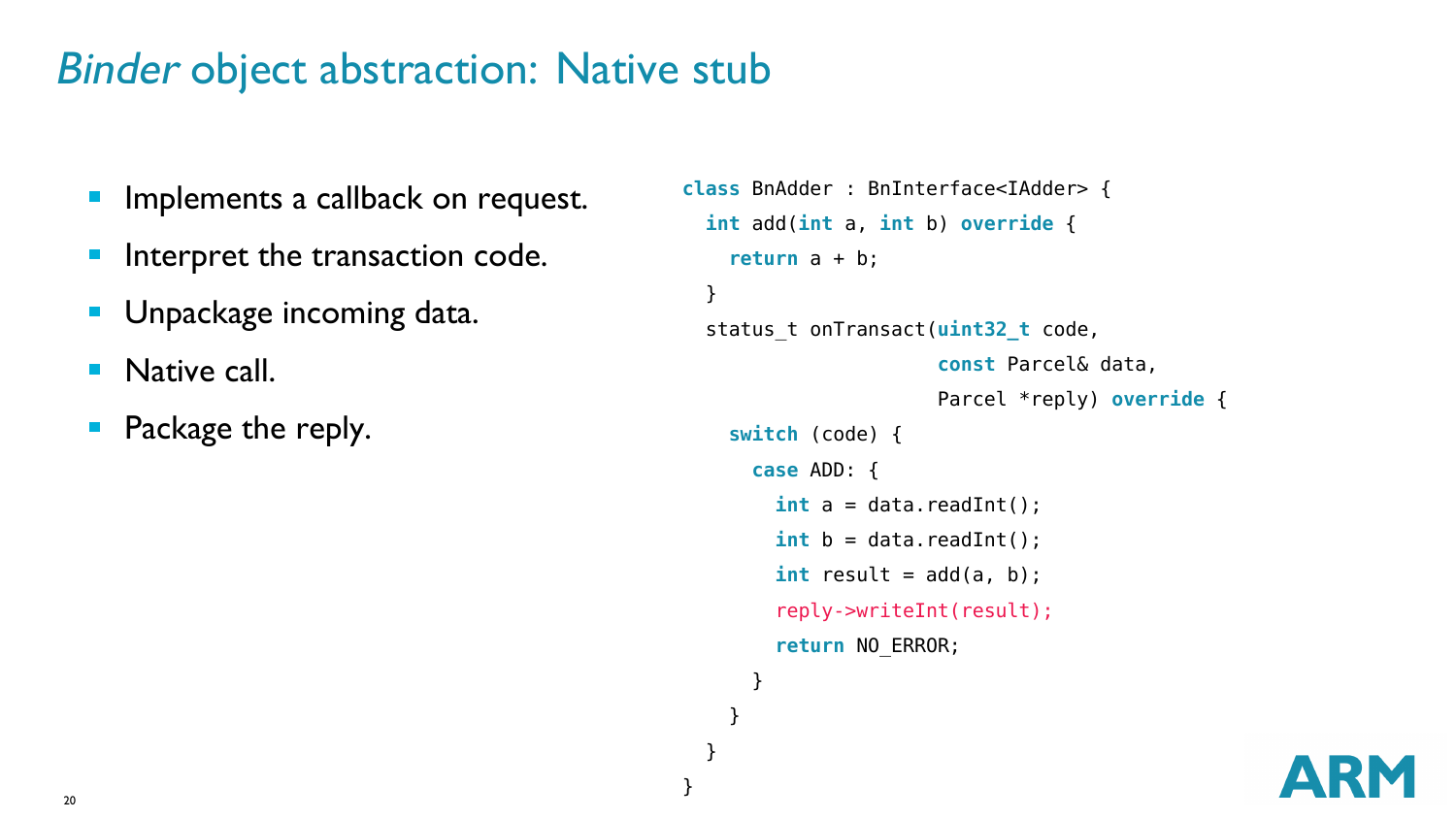# *Binder* object abstraction: Native stub

- Implements a callback on request.
- Interpret the transaction code.
- Unpackage incoming data.
- Native call.
- Package the reply.

```
class BnAdder : BnInterface<IAdder> {
  int add(int a, int b) override {
    return a + b;
  }
  status_t onTransact(uint32_t code,
                      const Parcel& data,
                      Parcel *reply) override {
    switch (code) {
      case ADD: {
        int a = data.readInt();
        int b = data.readInt();
        int result = add(a, b);
        reply->writeInt(result);
        return NO_ERROR;
      }
    }
  }
}
```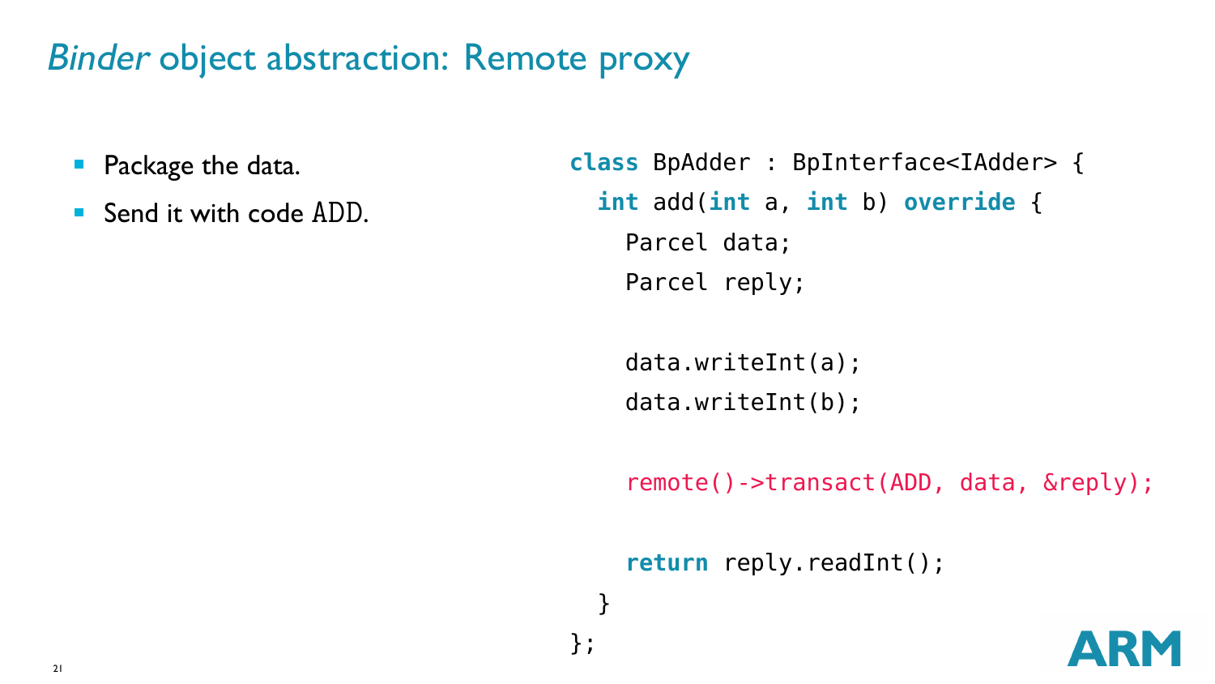# *Binder* object abstraction: Remote proxy

- Package the data.
- Send it with code ADD.

```
class BpAdder : BpInterface<IAdder> {
  int add(int a, int b) override {
    Parcel data;
    Parcel reply;

    data.writeInt(a);
    data.writeInt(b);

    remote()->transact(ADD, data, &reply);

    return reply.readInt();
  }
};
```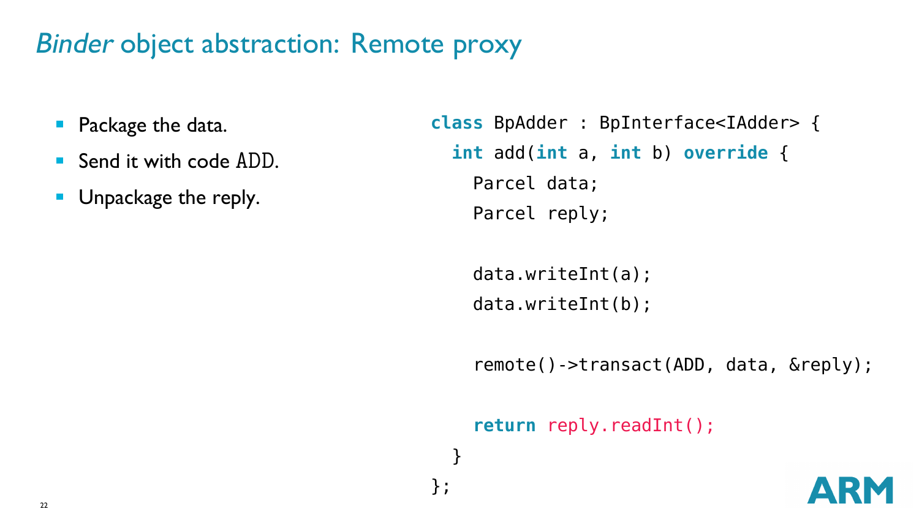# *Binder* object abstraction: Remote proxy

- Package the data.
- Send it with code `ADD`.
- Unpackage the reply.

```
class BpAdder : BpInterface<IAdder> {
  int add(int a, int b) override {
    Parcel data;
    Parcel reply;

    data.writeInt(a);
    data.writeInt(b);

    remote()->transact(ADD, data, &reply);

    return reply.readInt();
  }
};
```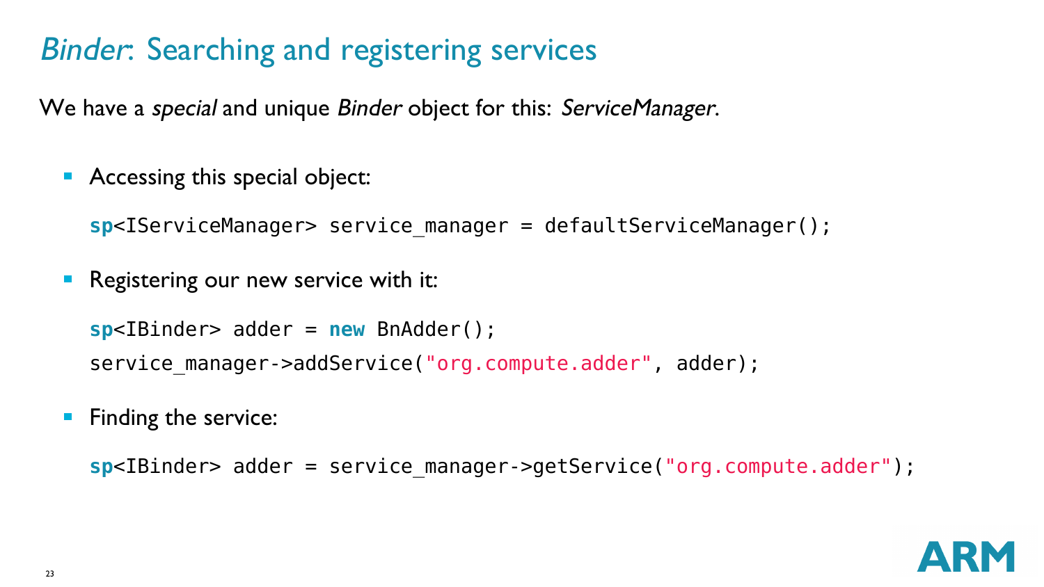# *Binder*: Searching and registering services

We have a *special* and unique *Binder* object for this: *ServiceManager*.

- Accessing this special object:

```
sp<IServiceManager> service_manager = defaultServiceManager();
```

- Registering our new service with it:

```
sp<IBinder> adder = new BnAdder();
service_manager->addService("org.compute.adder", adder);
```

- Finding the service:

```
sp<IBinder> adder = service_manager->getService("org.compute.adder");
```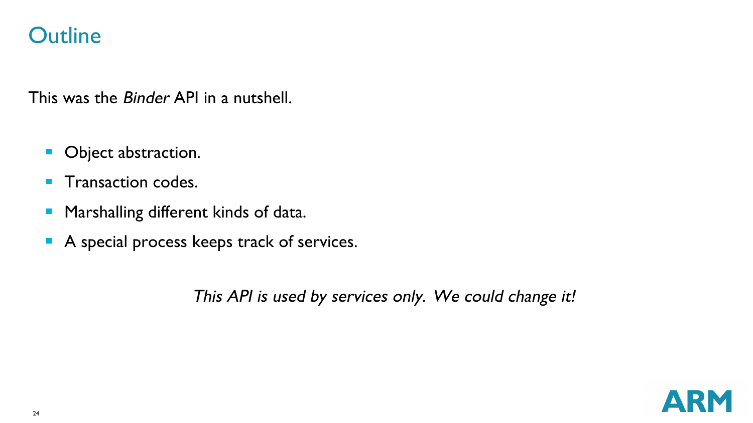# Outline

This was the *Binder* API in a nutshell.

- Object abstraction.
- Transaction codes.
- Marshalling different kinds of data.
- A special process keeps track of services.

*This API is used by services only. We could change it!*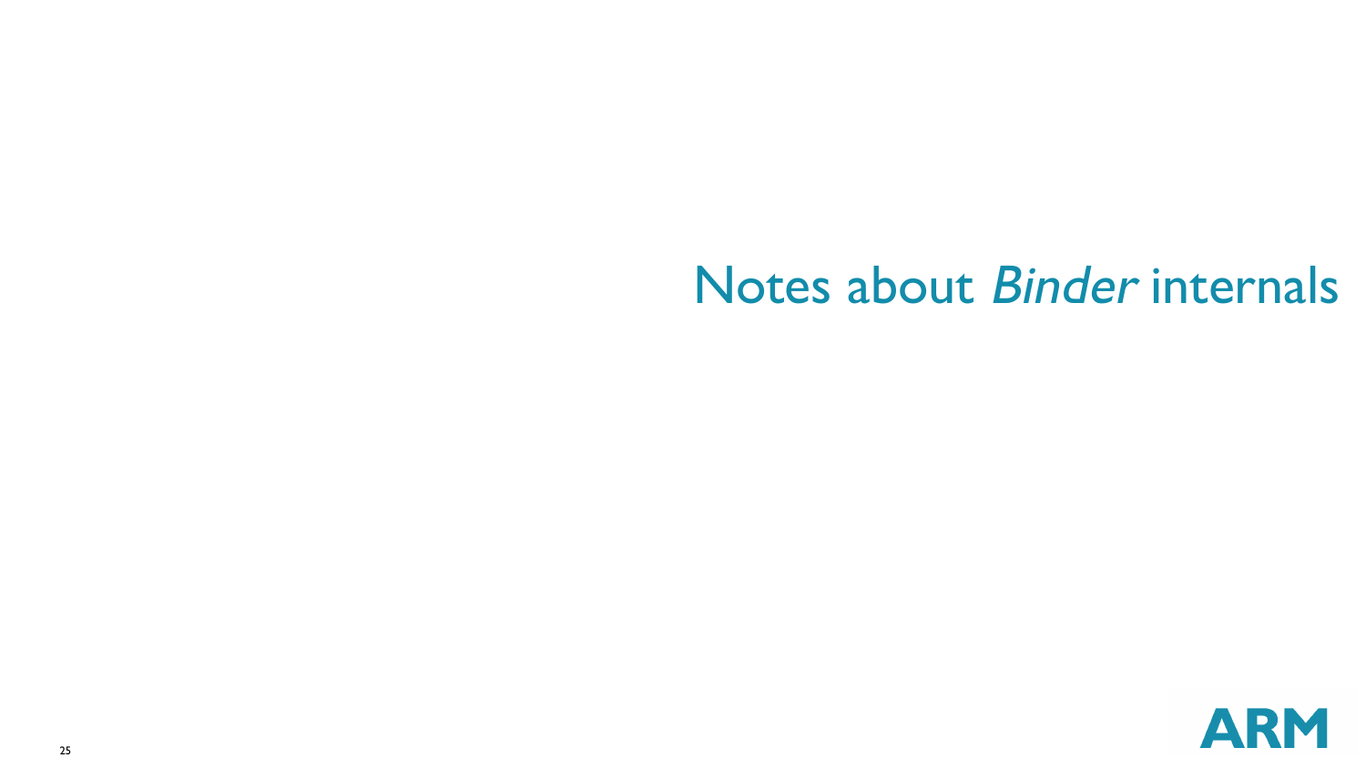# Notes about *Binder* internals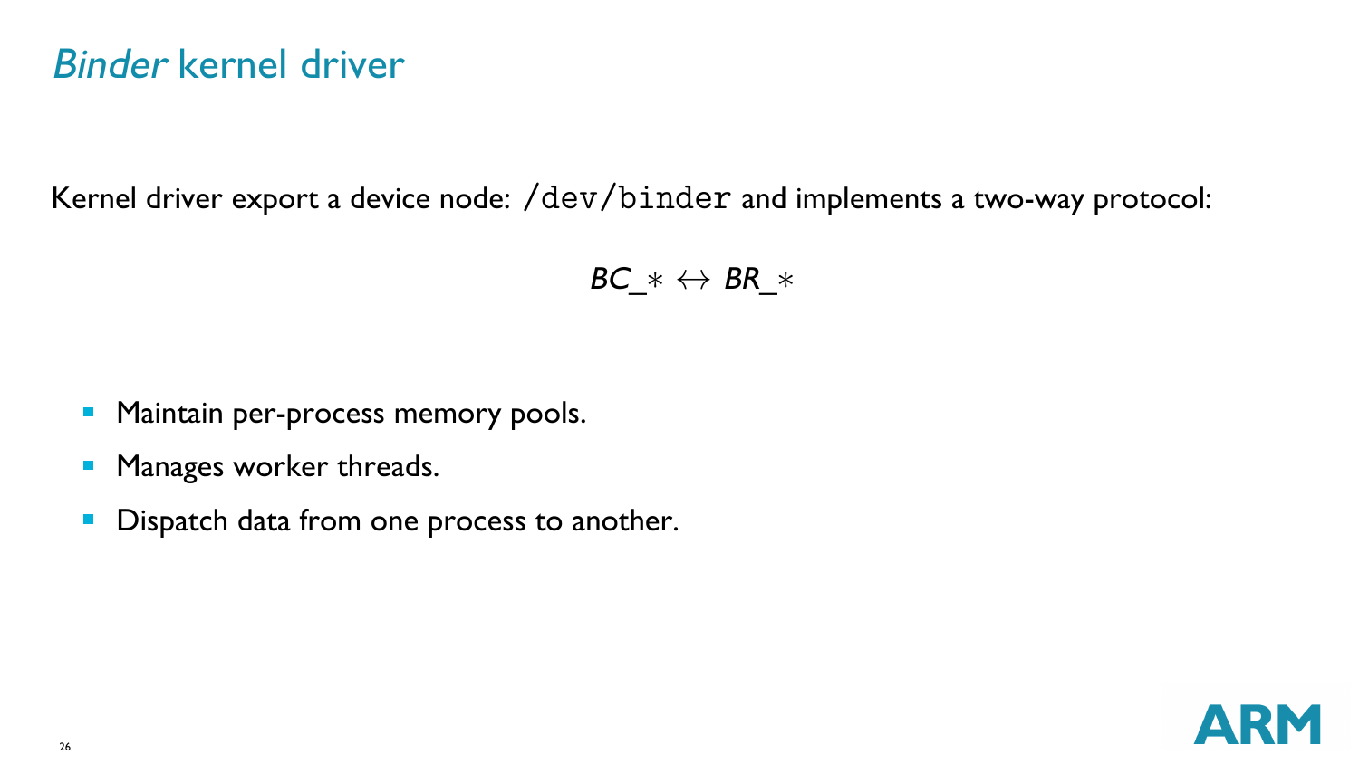# *Binder* kernel driver

Kernel driver export a device node: `/dev/binder` and implements a two-way protocol:

$$BC\_* \leftrightarrow BR\_*$$

- Maintain per-process memory pools.
- Manages worker threads.
- Dispatch data from one process to another.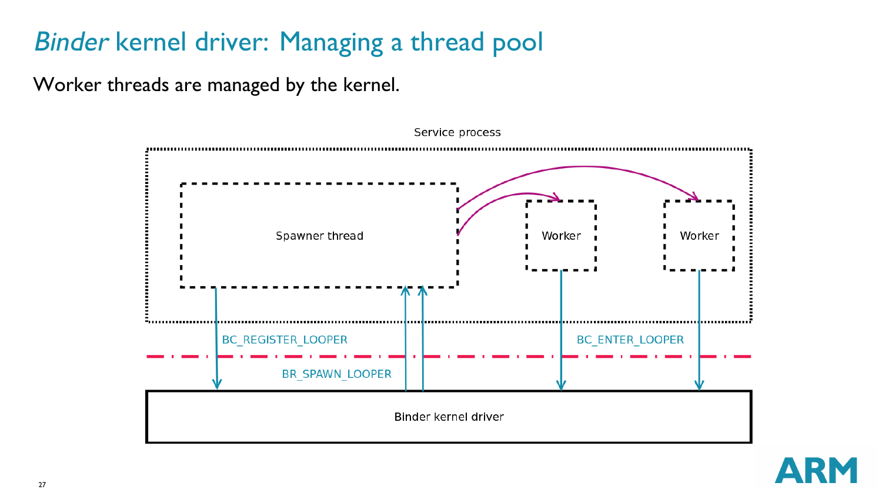# *Binder* kernel driver: Managing a thread pool

Worker threads are managed by the kernel.

Service process

Spawner thread

Worker

Worker

BC_REGISTER_LOOPER

BC_ENTER_LOOPER

BR_SPAWN_LOOPER

Binder kernel driver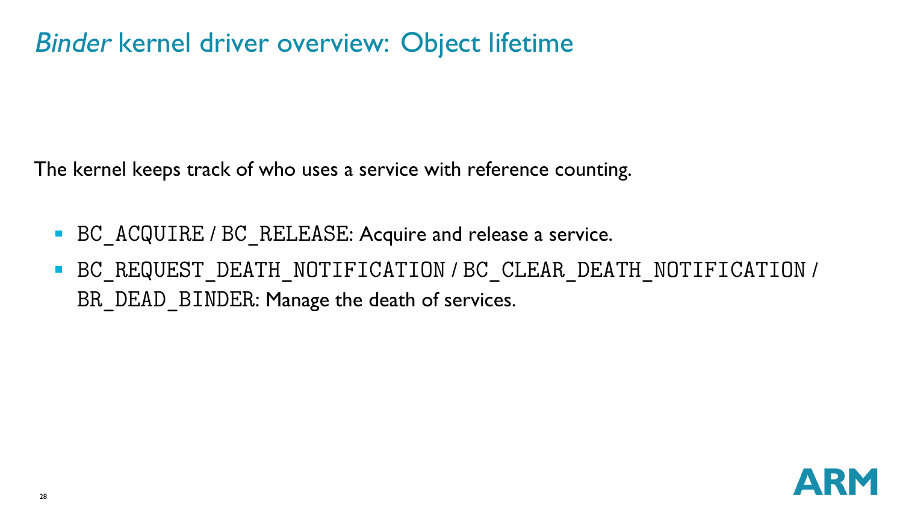# *Binder* kernel driver overview: Object lifetime

The kernel keeps track of who uses a service with reference counting.

- `BC_ACQUIRE` / `BC_RELEASE`: Acquire and release a service.
- `BC_REQUEST_DEATH_NOTIFICATION` / `BC_CLEAR_DEATH_NOTIFICATION` / `BR_DEAD_BINDER`: Manage the death of services.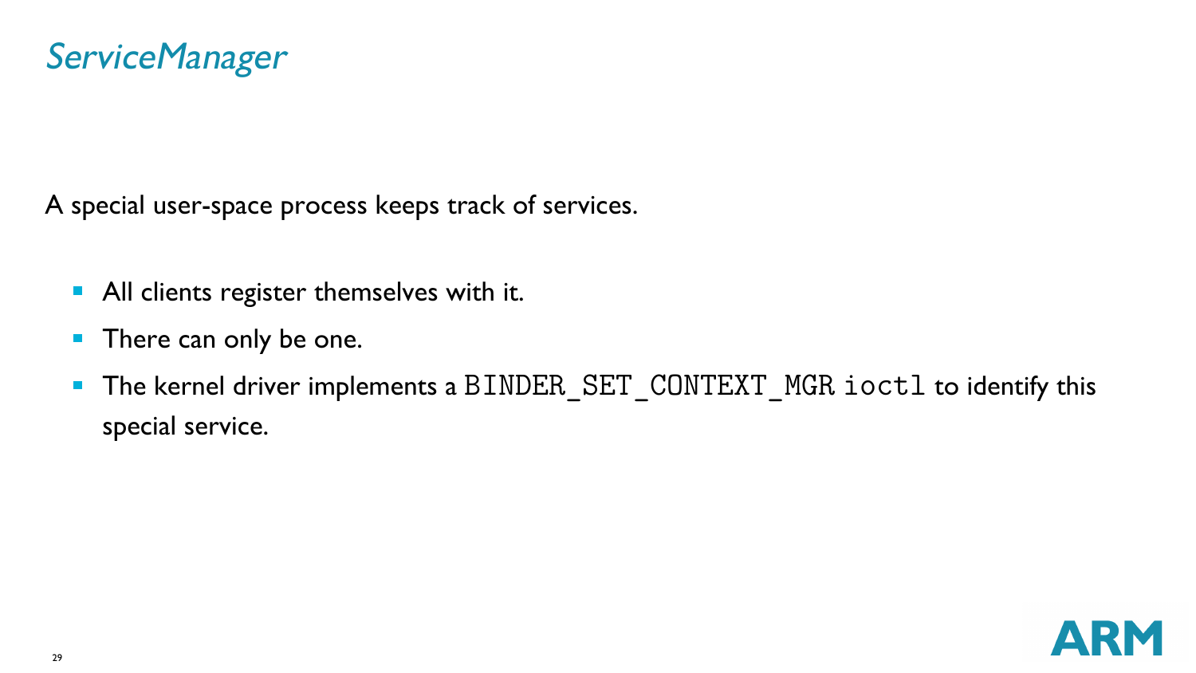# *ServiceManager*

A special user-space process keeps track of services.

- All clients register themselves with it.
- There can only be one.
- The kernel driver implements a `BINDER_SET_CONTEXT_MGR` `ioctl` to identify this special service.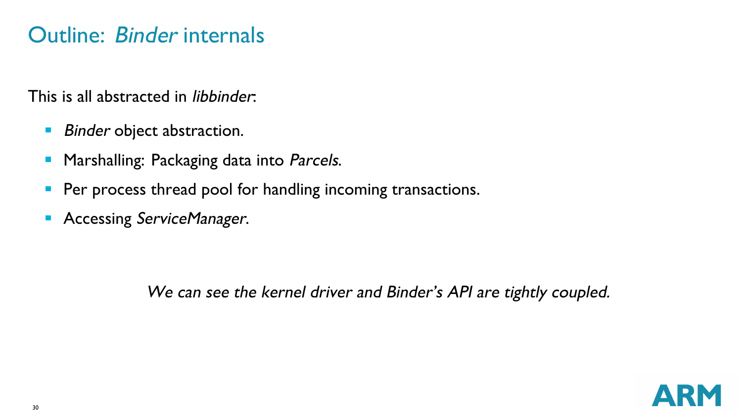# Outline: *Binder* internals

This is all abstracted in *libbinder*:

- *Binder* object abstraction.
- Marshalling: Packaging data into *Parcels*.
- Per process thread pool for handling incoming transactions.
- Accessing *ServiceManager*.

*We can see the kernel driver and Binder's API are tightly coupled.*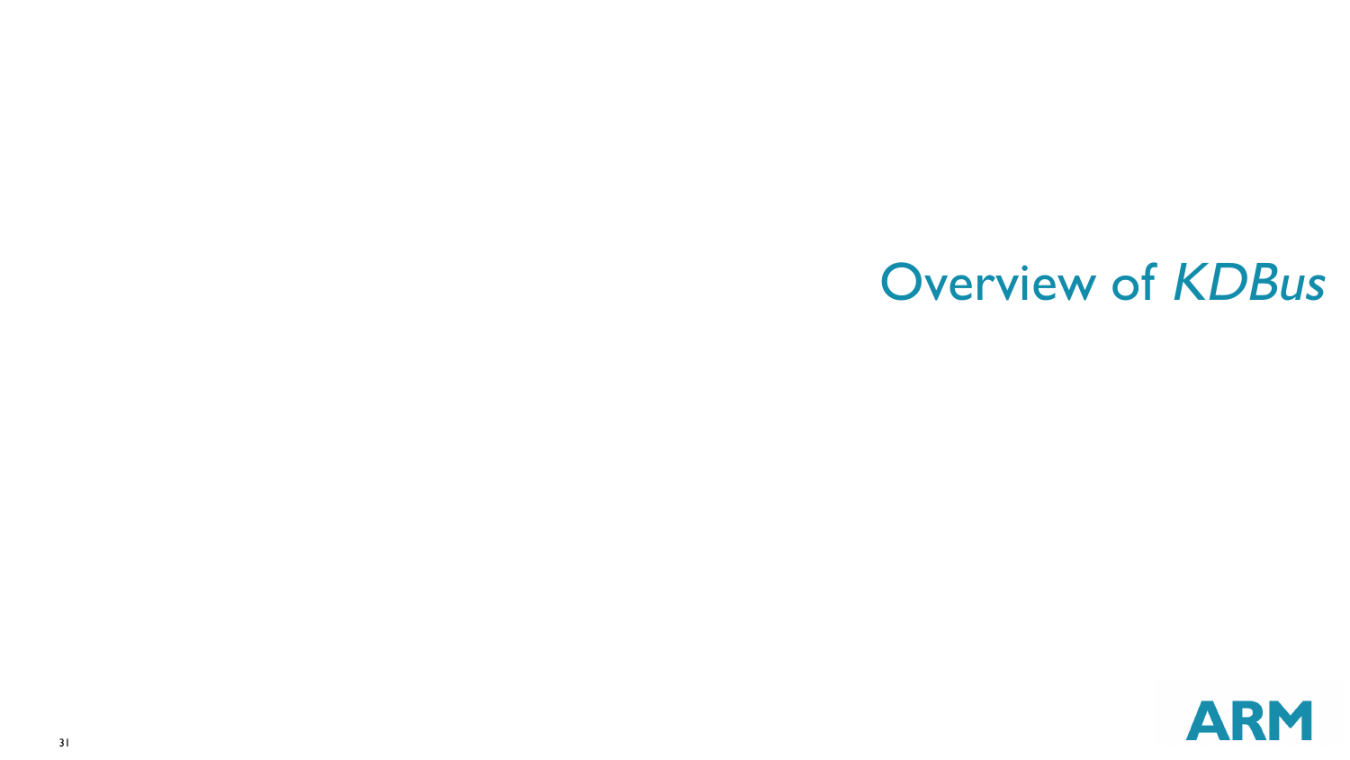# Overview of *KDBus*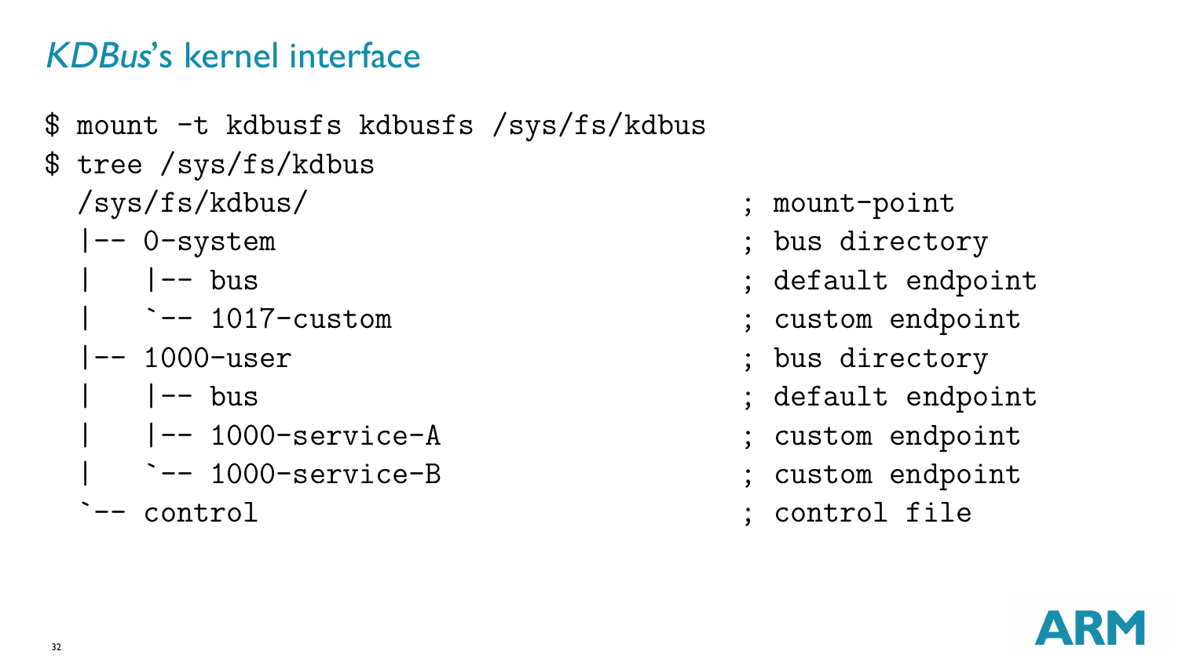# *KDBus*'s kernel interface

```
$ mount -t kdbusfs kdbusfs /sys/fs/kdbus
$ tree /sys/fs/kdbus
  /sys/fs/kdbus/                              ; mount-point
  |-- 0-system                                ; bus directory
  |   |-- bus                                 ; default endpoint
  |   `-- 1017-custom                         ; custom endpoint
  |-- 1000-user                               ; bus directory
  |   |-- bus                                 ; default endpoint
  |   |-- 1000-service-A                      ; custom endpoint
  |   `-- 1000-service-B                      ; custom endpoint
  `-- control                                 ; control file
```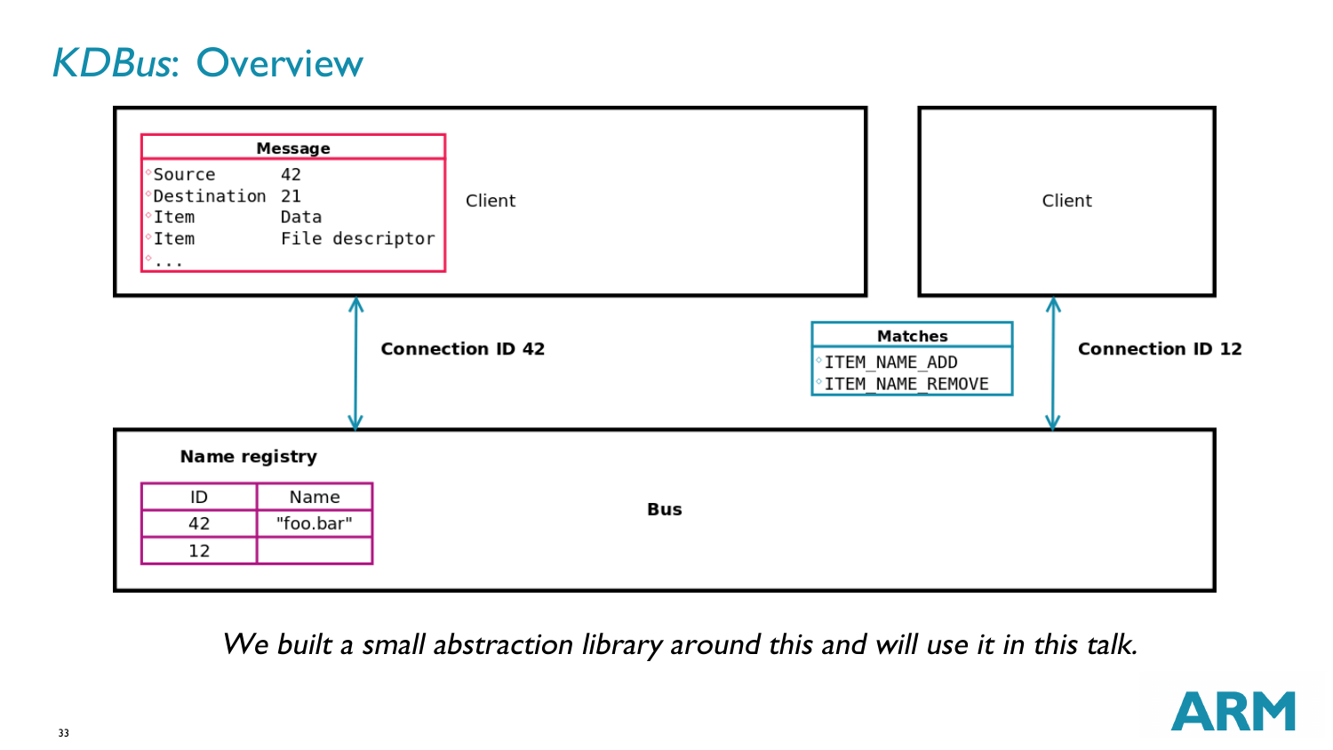# KDBus: Overview

**Message**
- Source 42
- Destination 21
- Item Data
- Item File descriptor
- ...

Client

Client

**Connection ID 42**

**Matches**
- ITEM_NAME_ADD
- ITEM_NAME_REMOVE

**Connection ID 12**

**Name registry**

| ID | Name |
|---|---|
| 42 | "foo.bar" |
| 12 | |

**Bus**

*We built a small abstraction library around this and will use it in this talk.*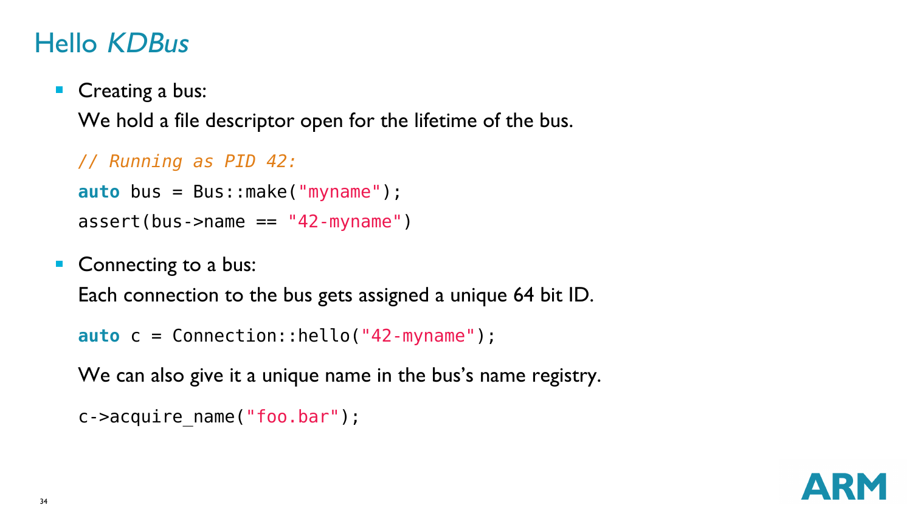# Hello *KDBus*

- Creating a bus:

  We hold a file descriptor open for the lifetime of the bus.

```
// Running as PID 42:
auto bus = Bus::make("myname");
assert(bus->name == "42-myname")
```

- Connecting to a bus:

  Each connection to the bus gets assigned a unique 64 bit ID.

```
auto c = Connection::hello("42-myname");
```

  We can also give it a unique name in the bus's name registry.

```
c->acquire_name("foo.bar");
```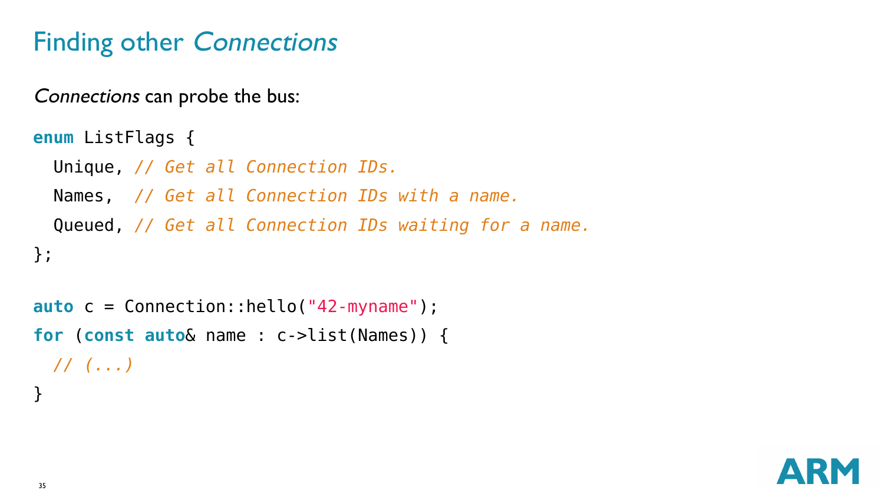# Finding other *Connections*

*Connections* can probe the bus:

```
enum ListFlags {
  Unique, // Get all Connection IDs.
  Names,  // Get all Connection IDs with a name.
  Queued, // Get all Connection IDs waiting for a name.
};

auto c = Connection::hello("42-myname");
for (const auto& name : c->list(Names)) {
  // (...)
}
```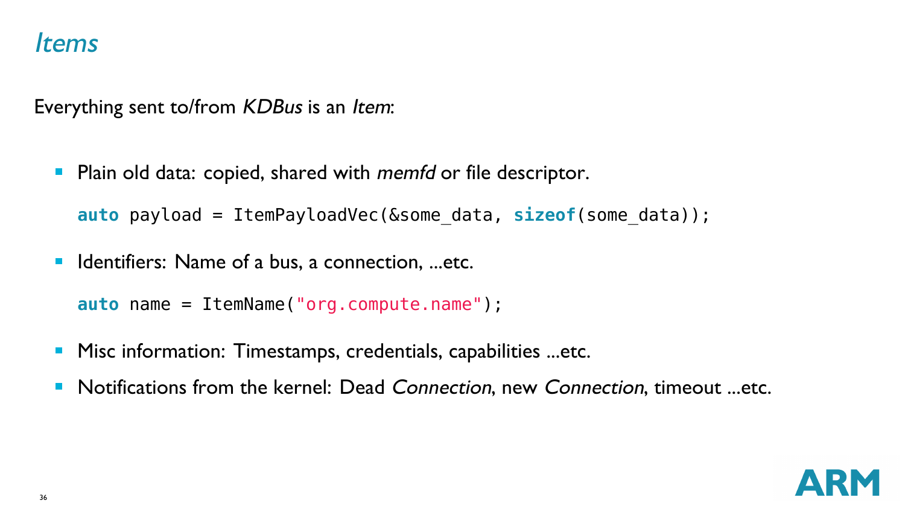# *Items*

Everything sent to/from *KDBus* is an *Item*:

- Plain old data: copied, shared with *memfd* or file descriptor.

```
auto payload = ItemPayloadVec(&some_data, sizeof(some_data));
```

- Identifiers: Name of a bus, a connection, ...etc.

```
auto name = ItemName("org.compute.name");
```

- Misc information: Timestamps, credentials, capabilities ...etc.
- Notifications from the kernel: Dead *Connection*, new *Connection*, timeout ...etc.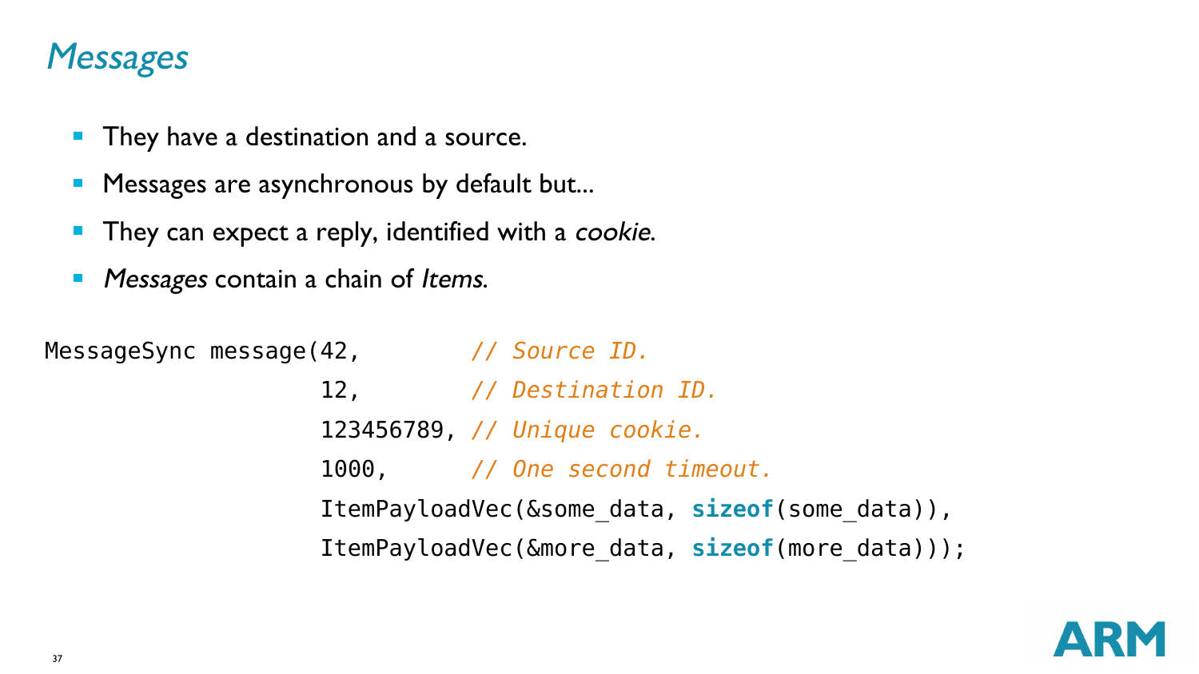# *Messages*

- They have a destination and a source.
- Messages are asynchronous by default but...
- They can expect a reply, identified with a *cookie*.
- *Messages* contain a chain of *Items*.

```
MessageSync message(42,         // Source ID.
                    12,         // Destination ID.
                    123456789, // Unique cookie.
                    1000,       // One second timeout.
                    ItemPayloadVec(&some_data, sizeof(some_data)),
                    ItemPayloadVec(&more_data, sizeof(more_data)));
```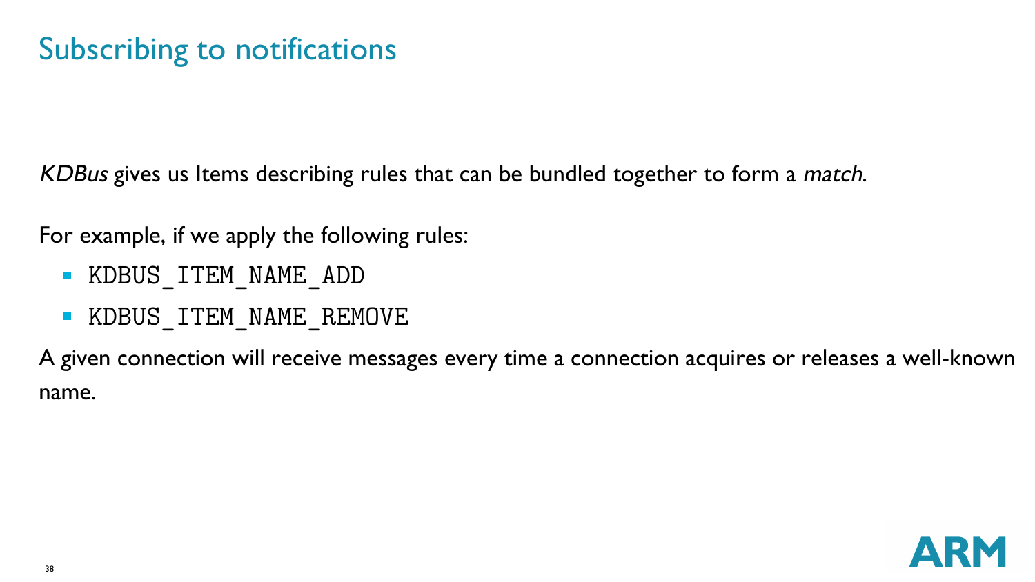# Subscribing to notifications

*KDBus* gives us Items describing rules that can be bundled together to form a *match*.

For example, if we apply the following rules:

- `KDBUS_ITEM_NAME_ADD`
- `KDBUS_ITEM_NAME_REMOVE`

A given connection will receive messages every time a connection acquires or releases a well-known name.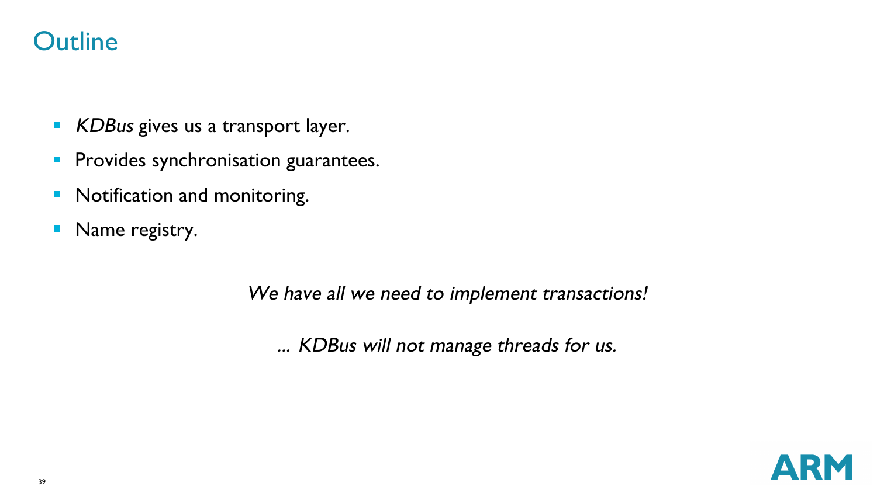# Outline

- *KDBus* gives us a transport layer.
- Provides synchronisation guarantees.
- Notification and monitoring.
- Name registry.

*We have all we need to implement transactions!*

*... KDBus will not manage threads for us.*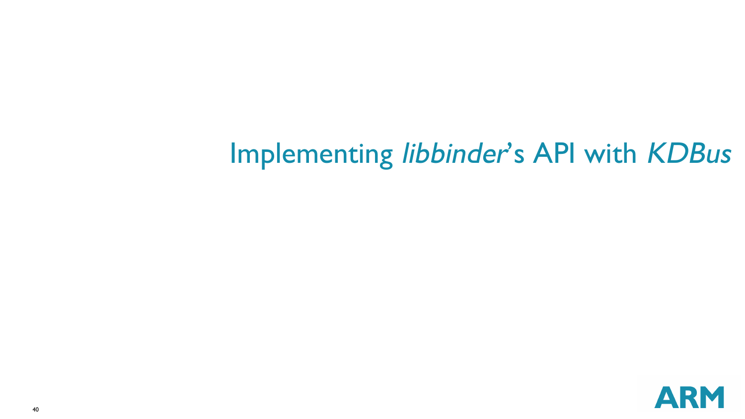# Implementing *libbinder*’s API with *KDBus*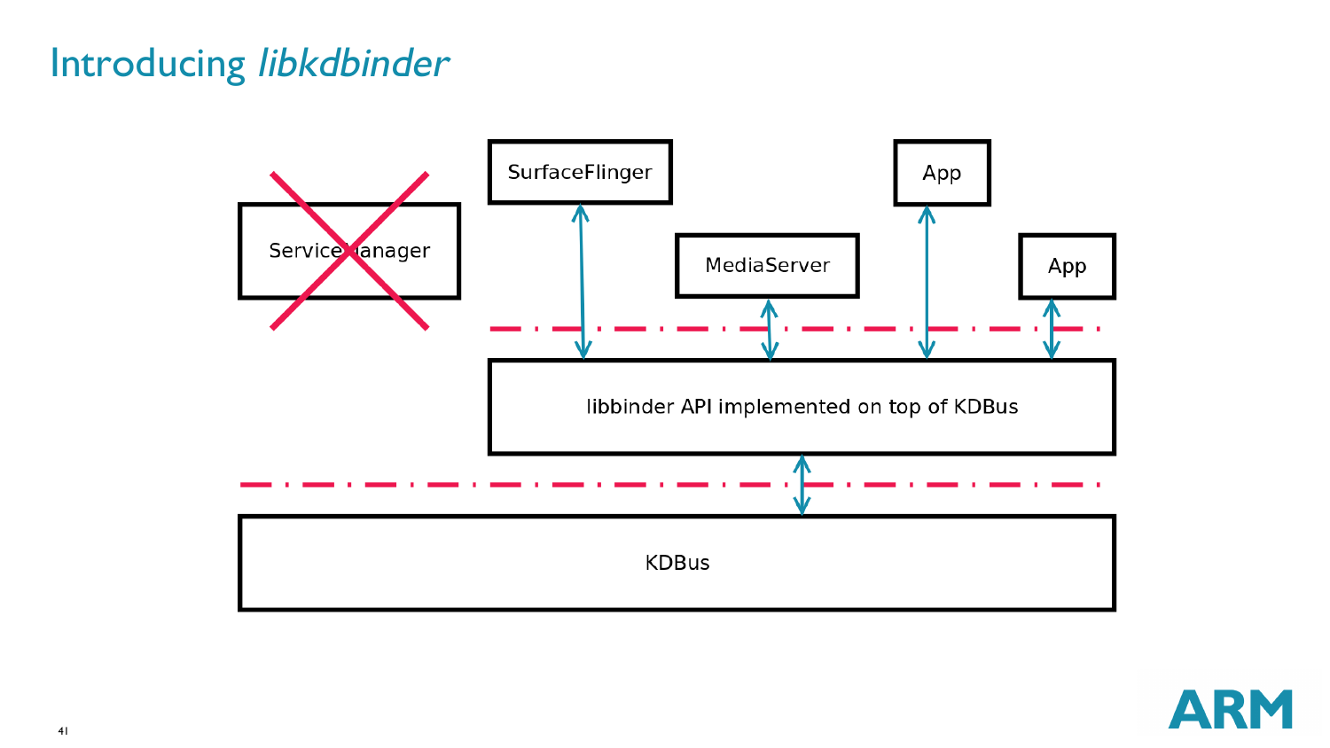# Introducing *libkdbinder*

ServiceManager

SurfaceFlinger

MediaServer

App

App

libbinder API implemented on top of KDBus

KDBus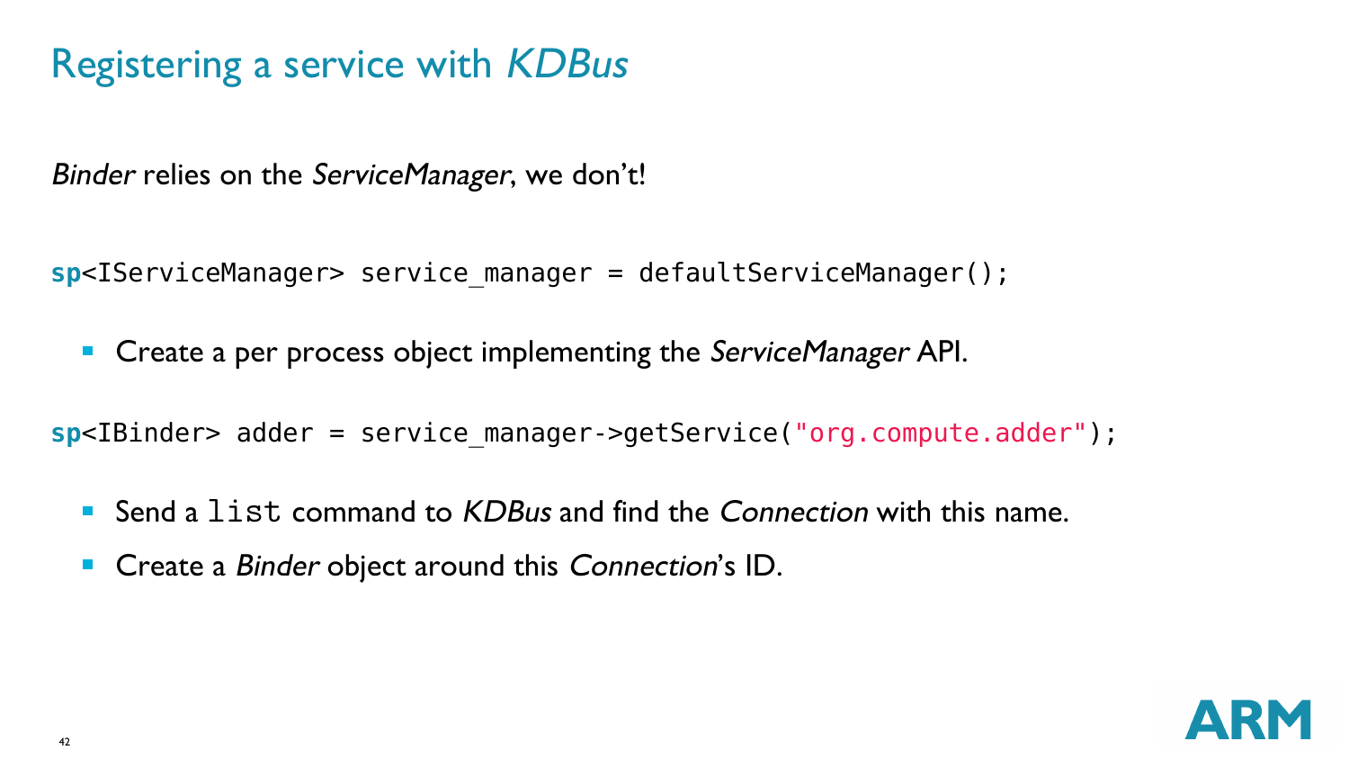# Registering a service with *KDBus*

*Binder* relies on the *ServiceManager*, we don't!

```
sp<IServiceManager> service_manager = defaultServiceManager();
```

- Create a per process object implementing the *ServiceManager* API.

```
sp<IBinder> adder = service_manager->getService("org.compute.adder");
```

- Send a `list` command to *KDBus* and find the *Connection* with this name.
- Create a *Binder* object around this *Connection*'s ID.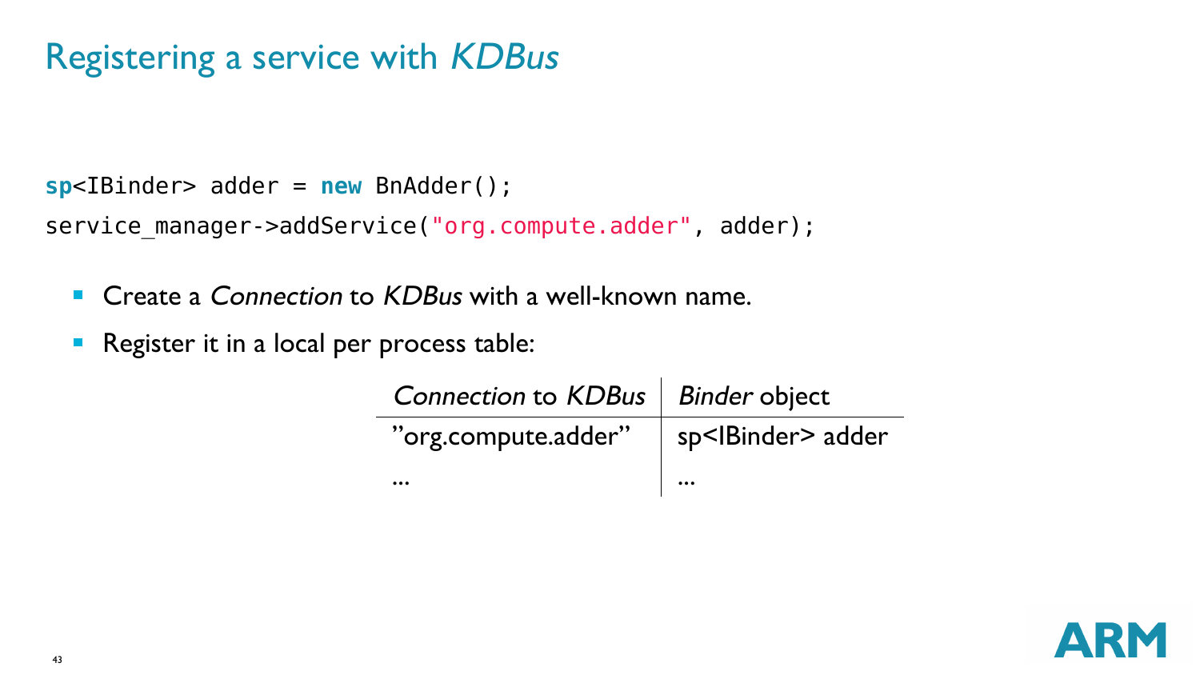# Registering a service with *KDBus*

```
sp<IBinder> adder = new BnAdder();
service_manager->addService("org.compute.adder", adder);
```

- Create a *Connection* to *KDBus* with a well-known name.
- Register it in a local per process table:

| *Connection* to *KDBus* | *Binder* object |
|---|---|
| "org.compute.adder" | sp<IBinder> adder |
| ... | ... |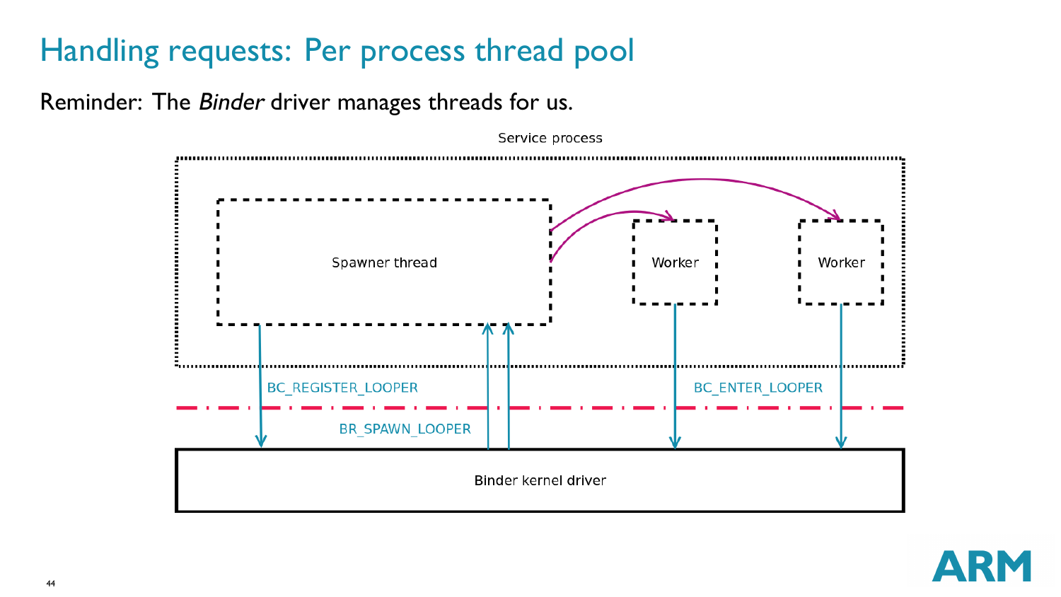# Handling requests: Per process thread pool

Reminder: The *Binder* driver manages threads for us.

Service process

Spawner thread

Worker

Worker

BC_REGISTER_LOOPER

BR_SPAWN_LOOPER

BC_ENTER_LOOPER

Binder kernel driver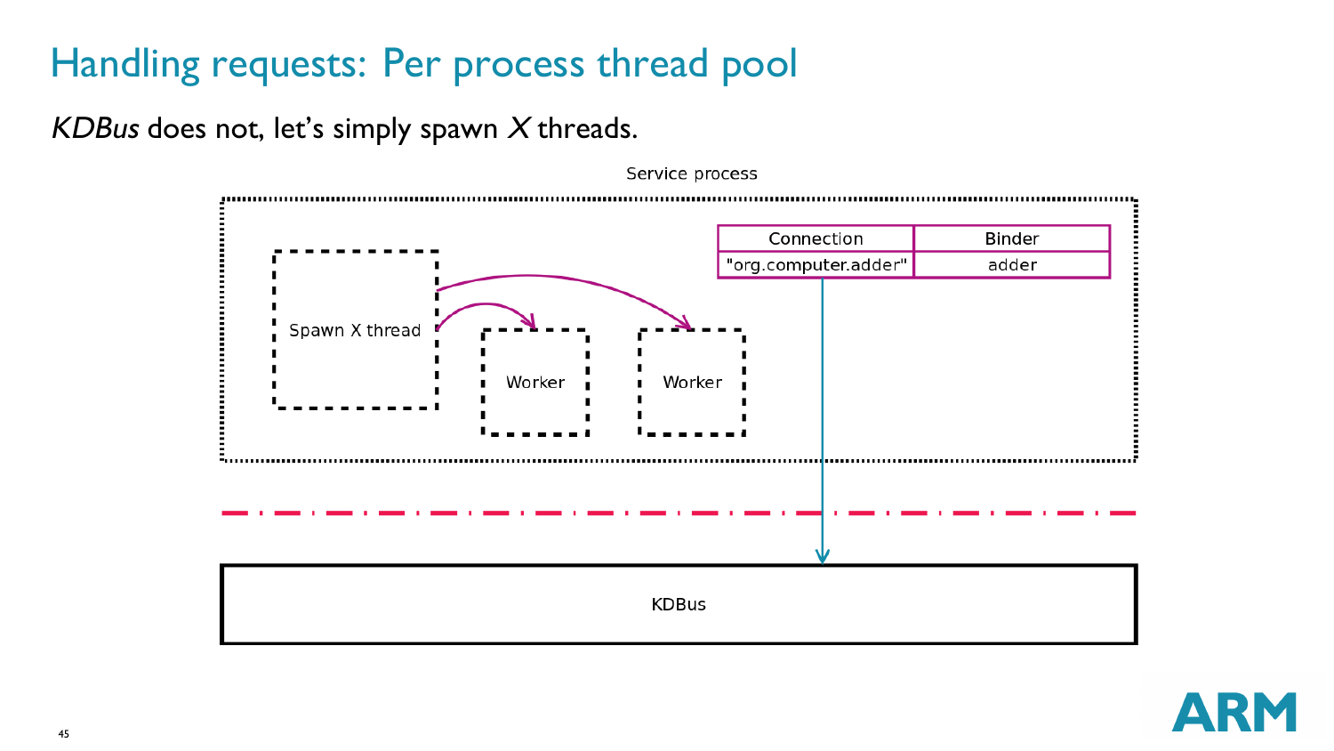# Handling requests: Per process thread pool

*KDBus* does not, let's simply spawn *X* threads.

Service process

Spawn X thread

Worker

Worker

| Connection | Binder |
| --- | --- |
| "org.computer.adder" | adder |

KDBus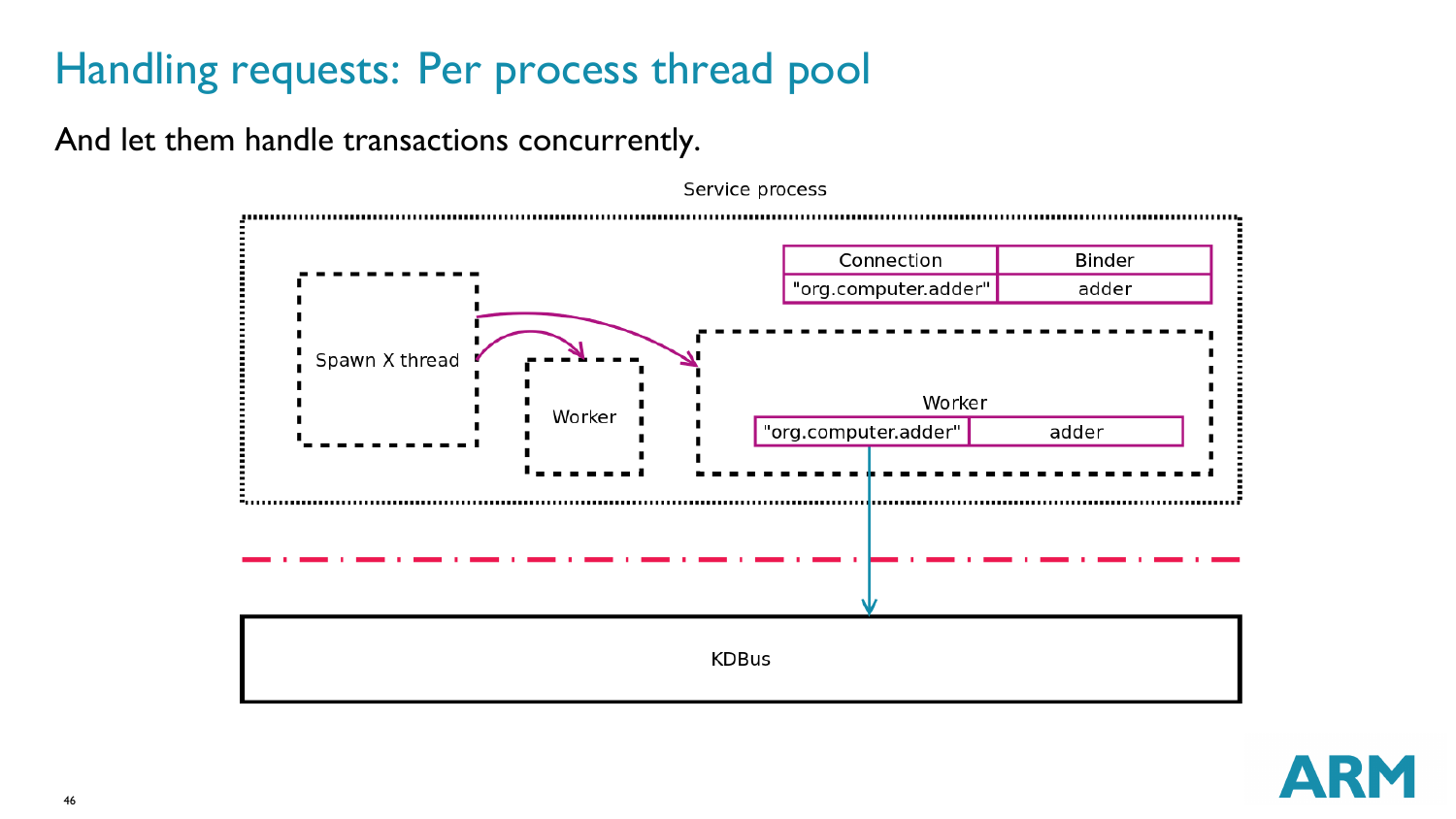# Handling requests: Per process thread pool

And let them handle transactions concurrently.

Service process

| Connection | Binder |
| --- | --- |
| "org.computer.adder" | adder |

Spawn X thread

Worker

Worker

| "org.computer.adder" | adder |
| --- | --- |

KDBus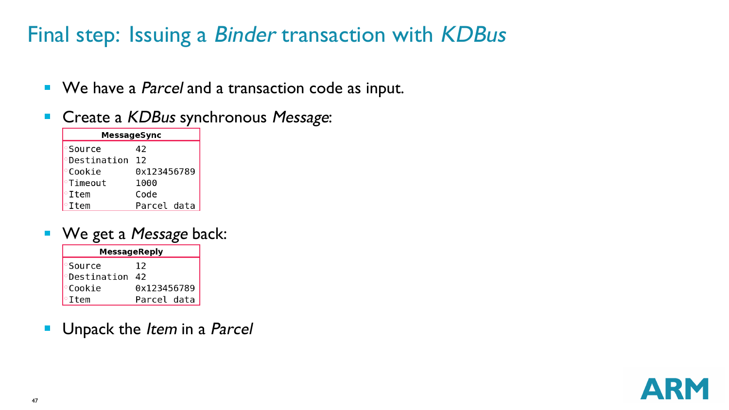# Final step: Issuing a *Binder* transaction with *KDBus*

- We have a *Parcel* and a transaction code as input.
- Create a *KDBus* synchronous *Message*:

| MessageSync | |
|---|---|
| Source | 42 |
| Destination | 12 |
| Cookie | 0x123456789 |
| Timeout | 1000 |
| Item | Code |
| Item | Parcel data |

- We get a *Message* back:

| MessageReply | |
|---|---|
| Source | 12 |
| Destination | 42 |
| Cookie | 0x123456789 |
| Item | Parcel data |

- Unpack the *Item* in a *Parcel*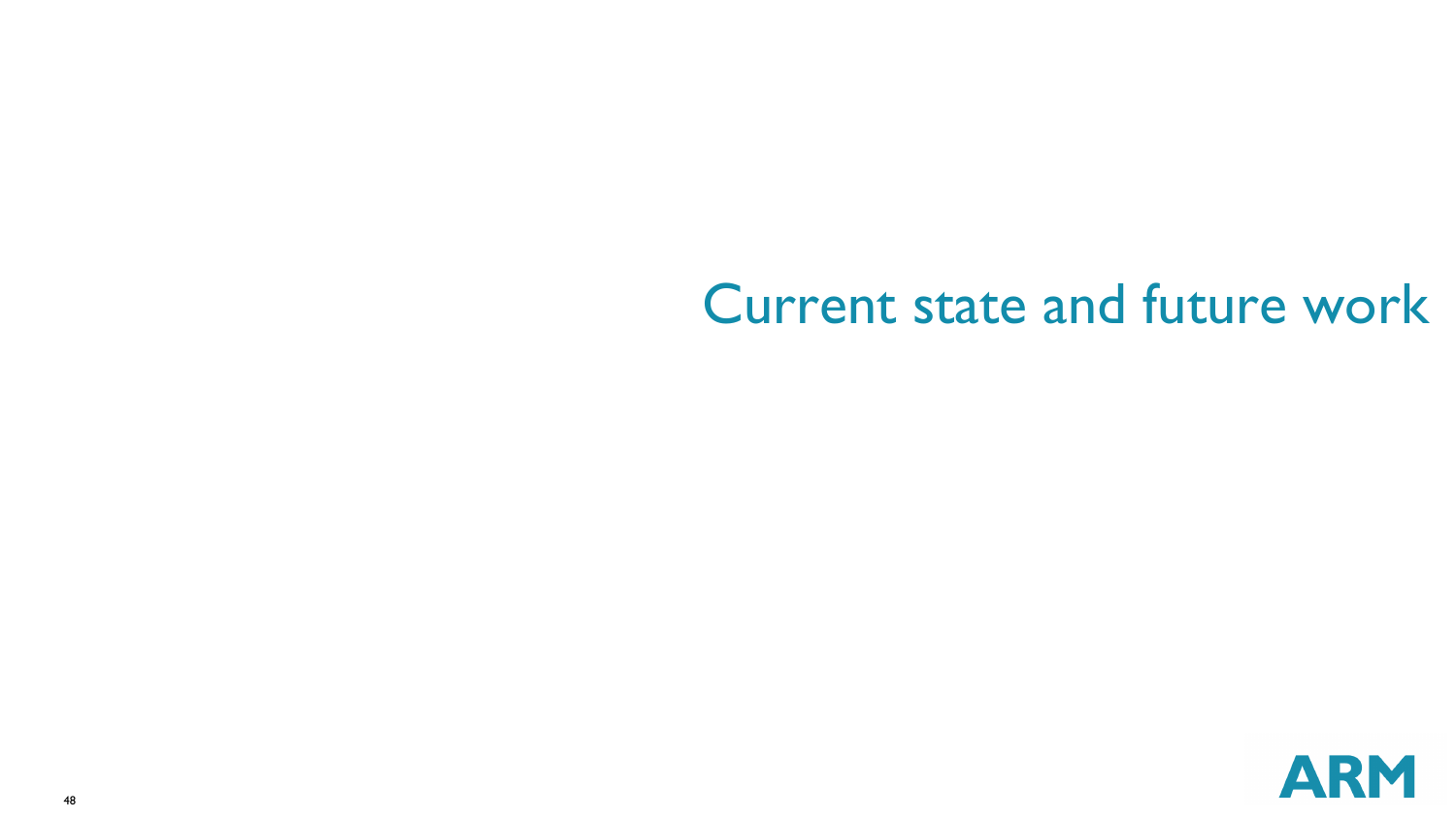# Current state and future work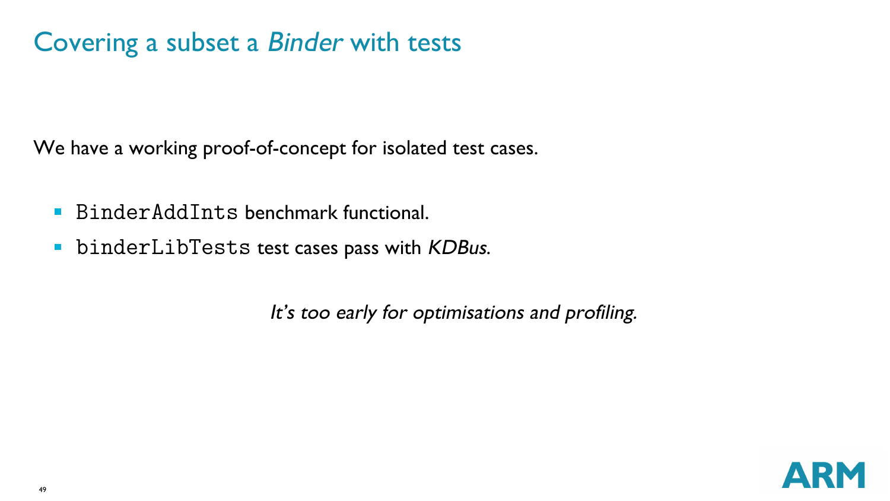# Covering a subset a *Binder* with tests

We have a working proof-of-concept for isolated test cases.

- `BinderAddInts` benchmark functional.
- `binderLibTests` test cases pass with *KDBus*.

*It's too early for optimisations and profiling.*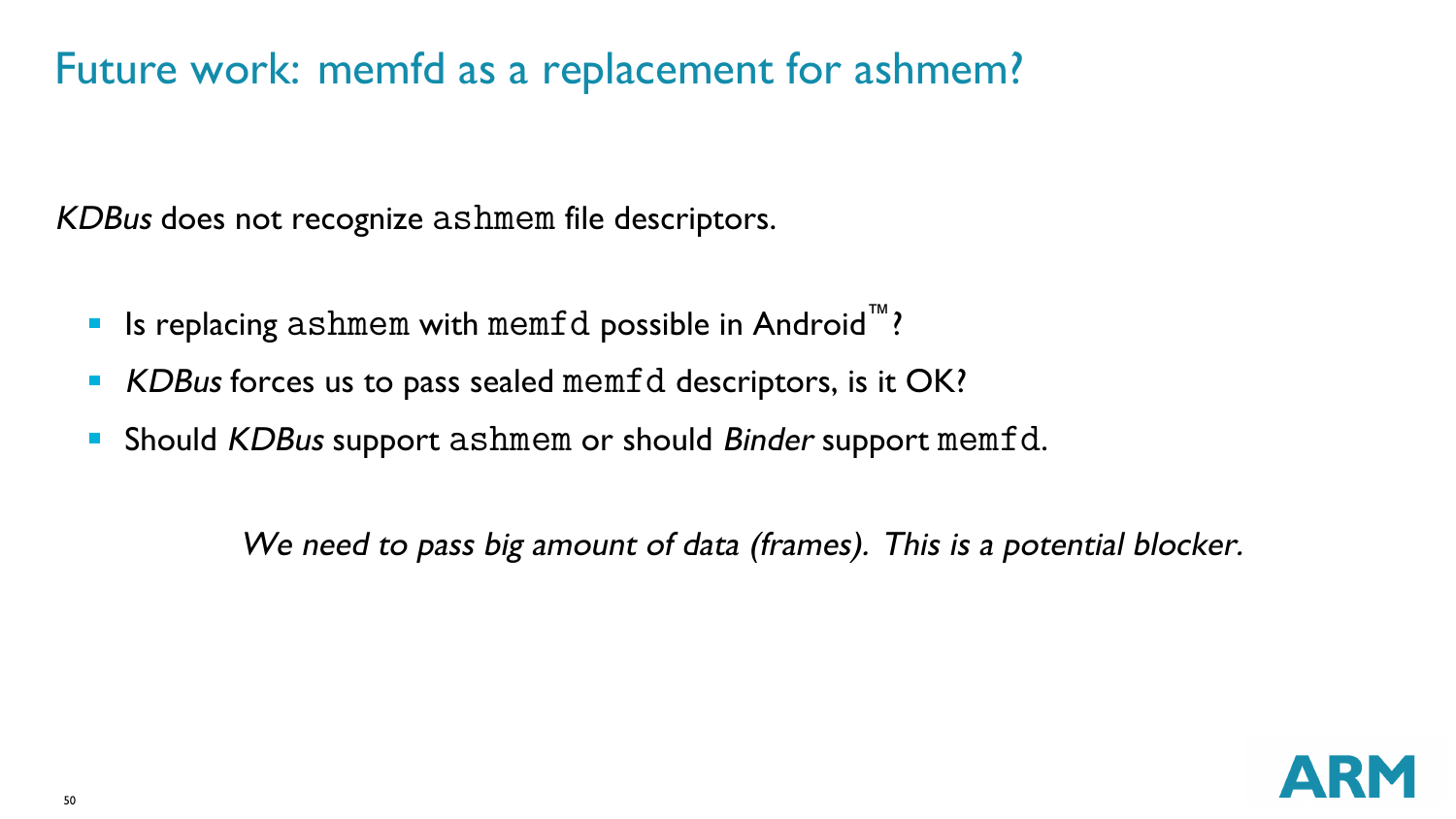# Future work: memfd as a replacement for ashmem?

*KDBus* does not recognize `ashmem` file descriptors.

- Is replacing `ashmem` with `memfd` possible in Android™?
- *KDBus* forces us to pass sealed `memfd` descriptors, is it OK?
- Should *KDBus* support `ashmem` or should *Binder* support `memfd`.

*We need to pass big amount of data (frames). This is a potential blocker.*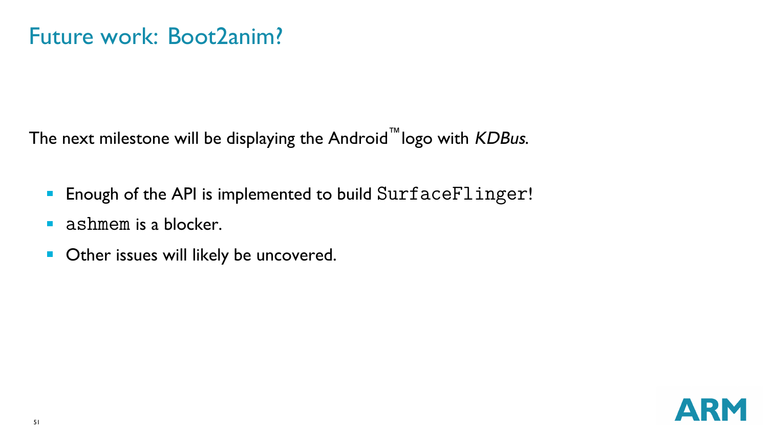# Future work: Boot2anim?

The next milestone will be displaying the Android™ logo with *KDBus*.

- Enough of the API is implemented to build `SurfaceFlinger`!
- `ashmem` is a blocker.
- Other issues will likely be uncovered.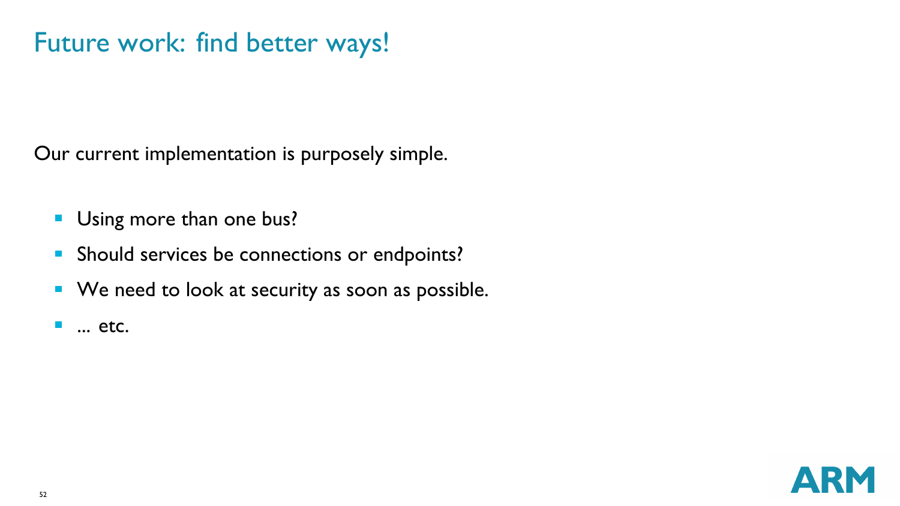# Future work: find better ways!

Our current implementation is purposely simple.

- Using more than one bus?
- Should services be connections or endpoints?
- We need to look at security as soon as possible.
- ... etc.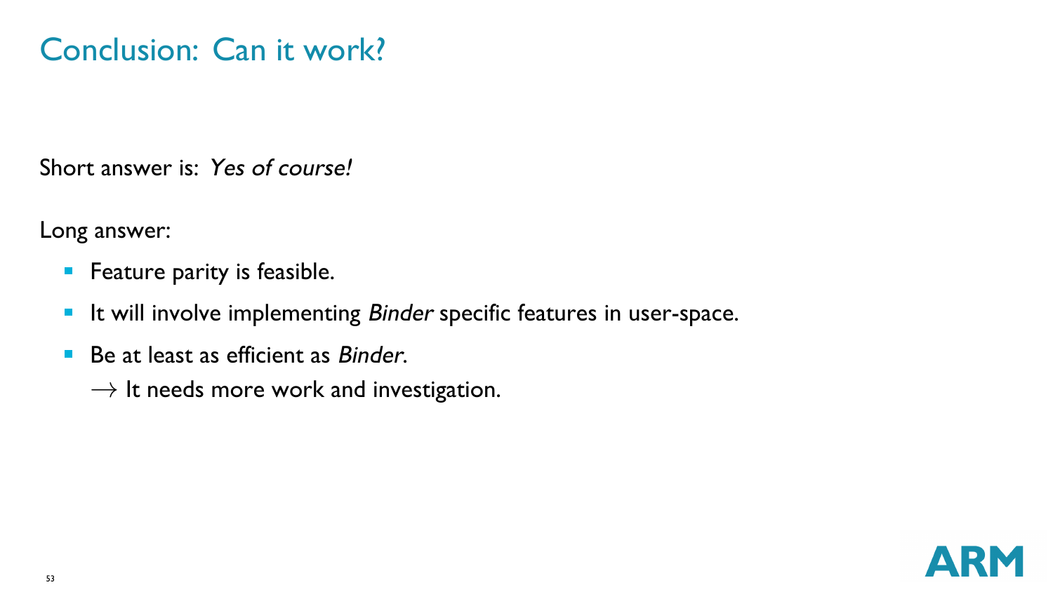# Conclusion: Can it work?

Short answer is: *Yes of course!*

Long answer:

- Feature parity is feasible.
- It will involve implementing *Binder* specific features in user-space.
- Be at least as efficient as *Binder*.

  $\rightarrow$ It needs more work and investigation.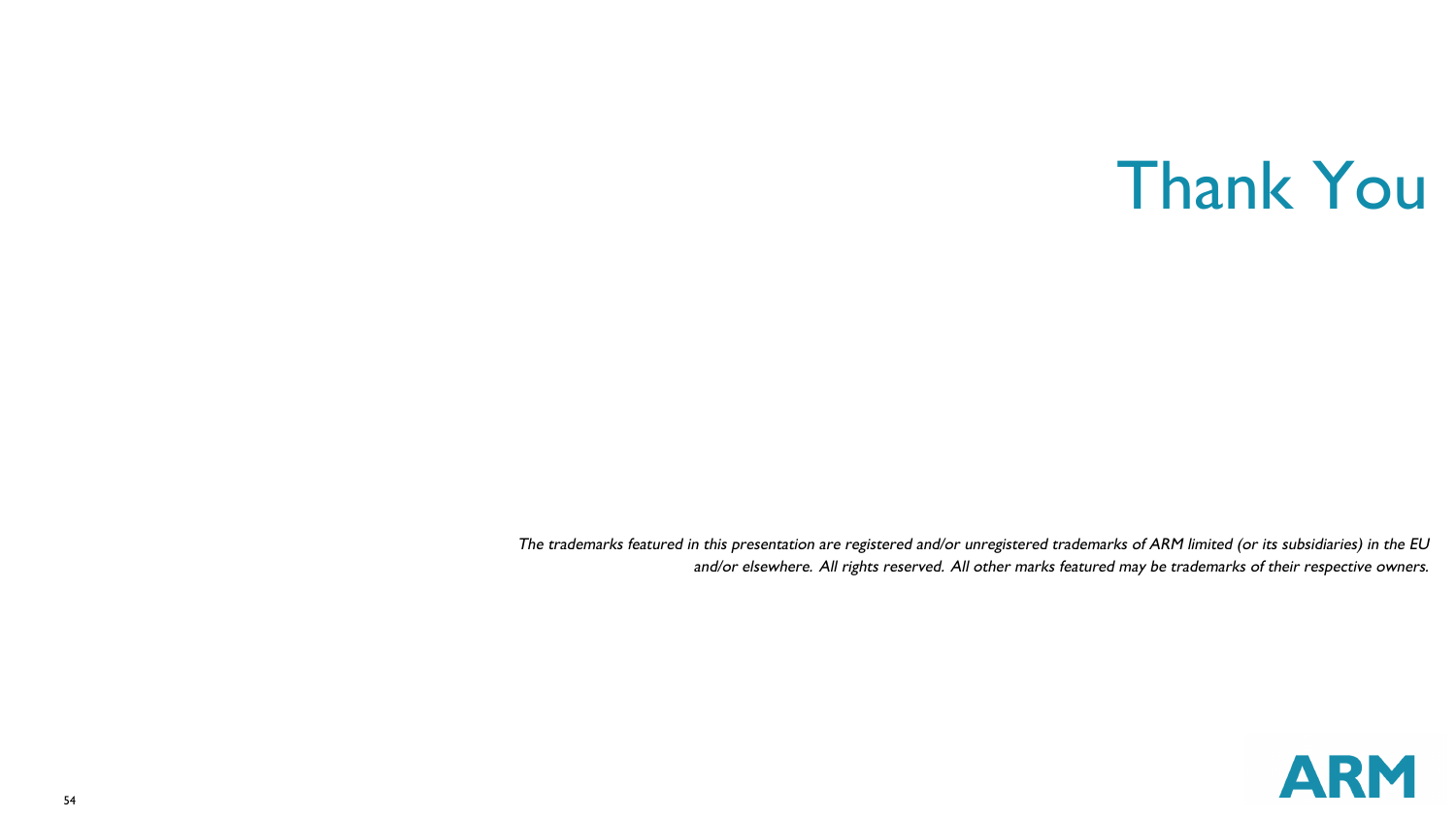# Thank You

*The trademarks featured in this presentation are registered and/or unregistered trademarks of ARM limited (or its subsidiaries) in the EU and/or elsewhere. All rights reserved. All other marks featured may be trademarks of their respective owners.*

ARM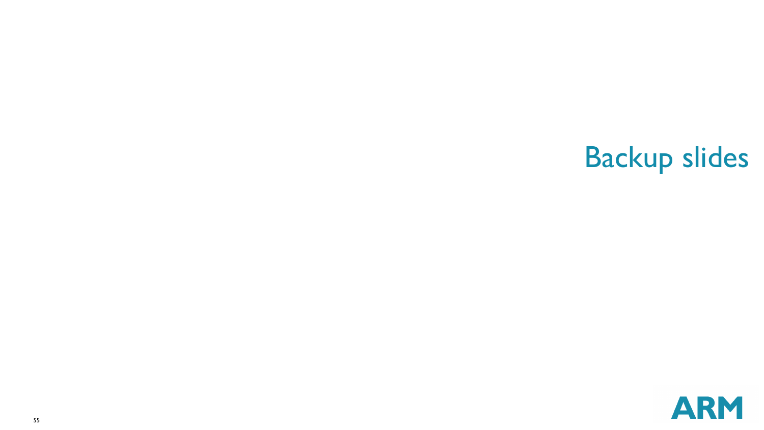# Backup slides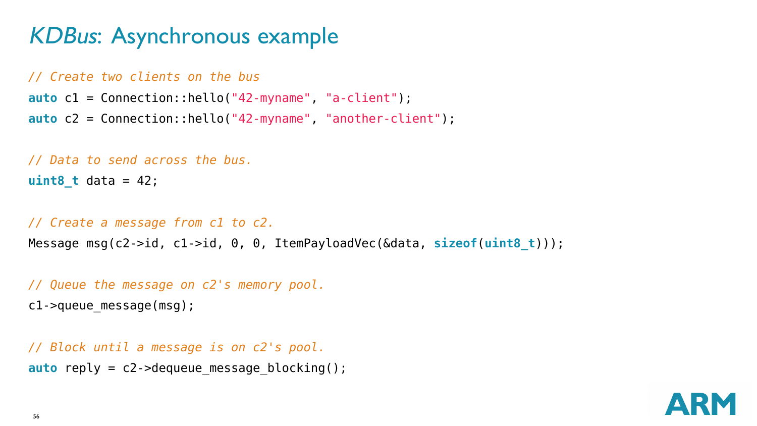# *KDBus*: Asynchronous example

```
// Create two clients on the bus
auto c1 = Connection::hello("42-myname", "a-client");
auto c2 = Connection::hello("42-myname", "another-client");

// Data to send across the bus.
uint8_t data = 42;

// Create a message from c1 to c2.
Message msg(c2->id, c1->id, 0, 0, ItemPayloadVec(&data, sizeof(uint8_t)));

// Queue the message on c2's memory pool.
c1->queue_message(msg);

// Block until a message is on c2's pool.
auto reply = c2->dequeue_message_blocking();
```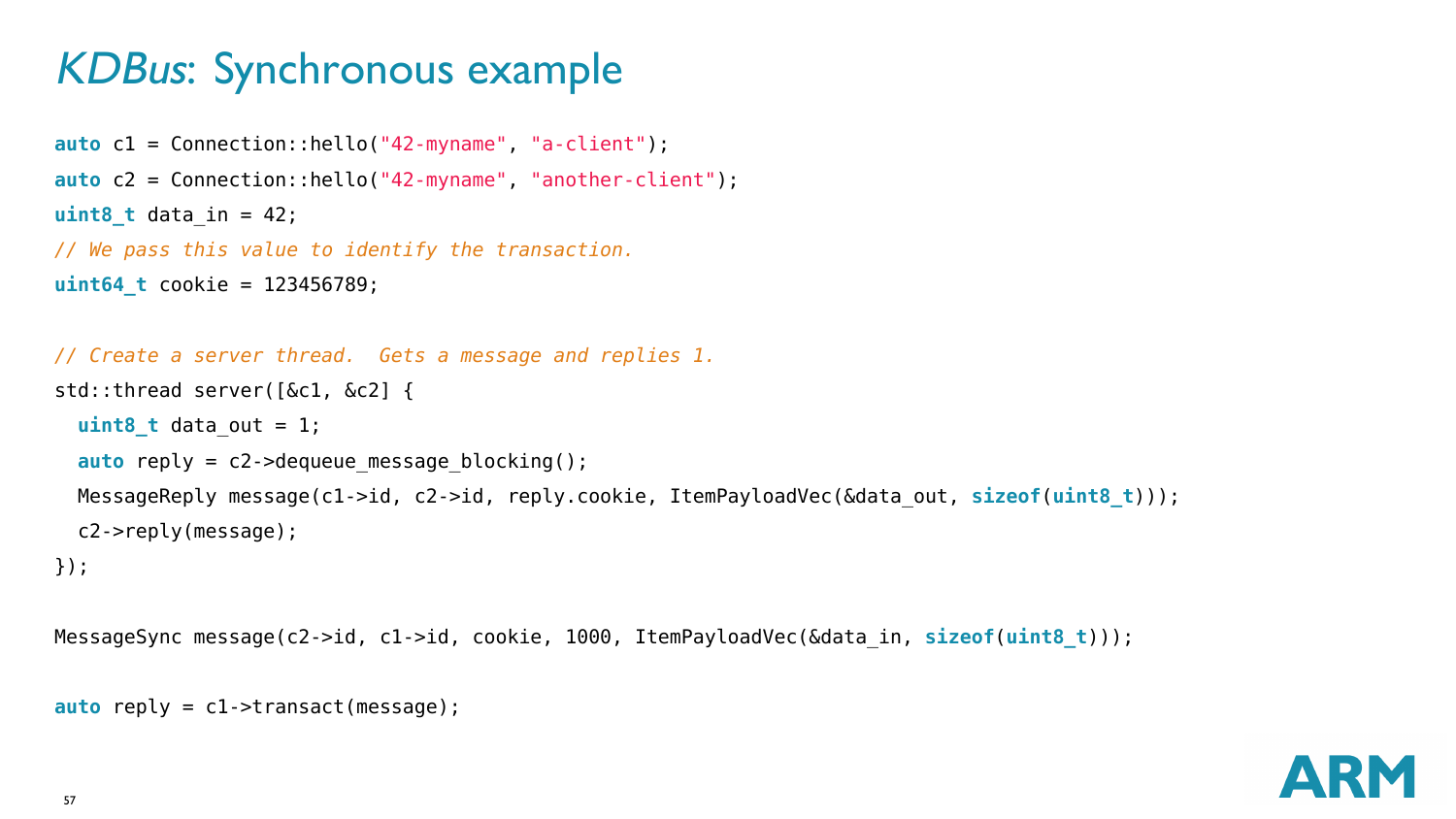# *KDBus*: Synchronous example

```
auto c1 = Connection::hello("42-myname", "a-client");
auto c2 = Connection::hello("42-myname", "another-client");
uint8_t data_in = 42;
// We pass this value to identify the transaction.
uint64_t cookie = 123456789;

// Create a server thread.  Gets a message and replies 1.
std::thread server([&c1, &c2] {
  uint8_t data_out = 1;
  auto reply = c2->dequeue_message_blocking();
  MessageReply message(c1->id, c2->id, reply.cookie, ItemPayloadVec(&data_out, sizeof(uint8_t)));
  c2->reply(message);
});

MessageSync message(c2->id, c1->id, cookie, 1000, ItemPayloadVec(&data_in, sizeof(uint8_t)));

auto reply = c1->transact(message);
```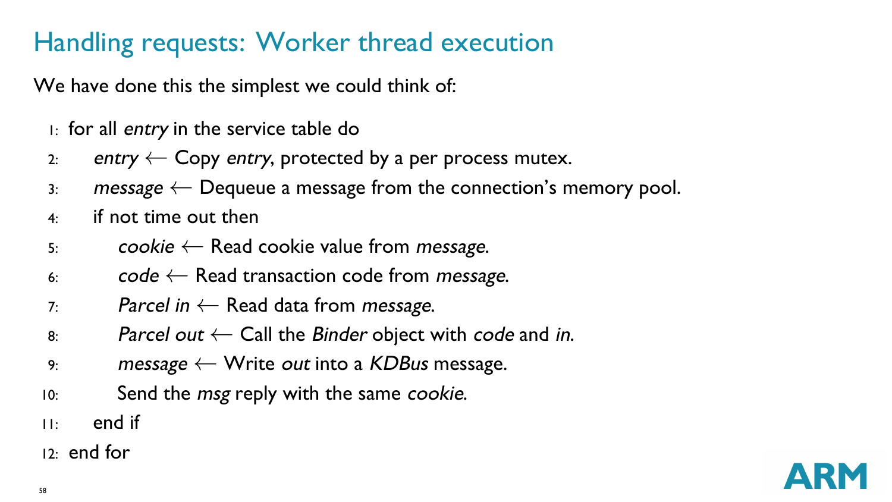# Handling requests: Worker thread execution

We have done this the simplest we could think of:

1: for all *entry* in the service table do
2: &nbsp;&nbsp;&nbsp;&nbsp;*entry* ← Copy *entry*, protected by a per process mutex.
3: &nbsp;&nbsp;&nbsp;&nbsp;*message* ← Dequeue a message from the connection's memory pool.
4: &nbsp;&nbsp;&nbsp;&nbsp;if not time out then
5: &nbsp;&nbsp;&nbsp;&nbsp;&nbsp;&nbsp;&nbsp;&nbsp;*cookie* ← Read cookie value from *message*.
6: &nbsp;&nbsp;&nbsp;&nbsp;&nbsp;&nbsp;&nbsp;&nbsp;*code* ← Read transaction code from *message*.
7: &nbsp;&nbsp;&nbsp;&nbsp;&nbsp;&nbsp;&nbsp;&nbsp;*Parcel in* ← Read data from *message*.
8: &nbsp;&nbsp;&nbsp;&nbsp;&nbsp;&nbsp;&nbsp;&nbsp;*Parcel out* ← Call the *Binder* object with *code* and *in*.
9: &nbsp;&nbsp;&nbsp;&nbsp;&nbsp;&nbsp;&nbsp;&nbsp;*message* ← Write *out* into a *KDBus* message.
10: &nbsp;&nbsp;&nbsp;&nbsp;&nbsp;&nbsp;&nbsp;Send the *msg* reply with the same *cookie*.
11: &nbsp;&nbsp;&nbsp;end if
12: end for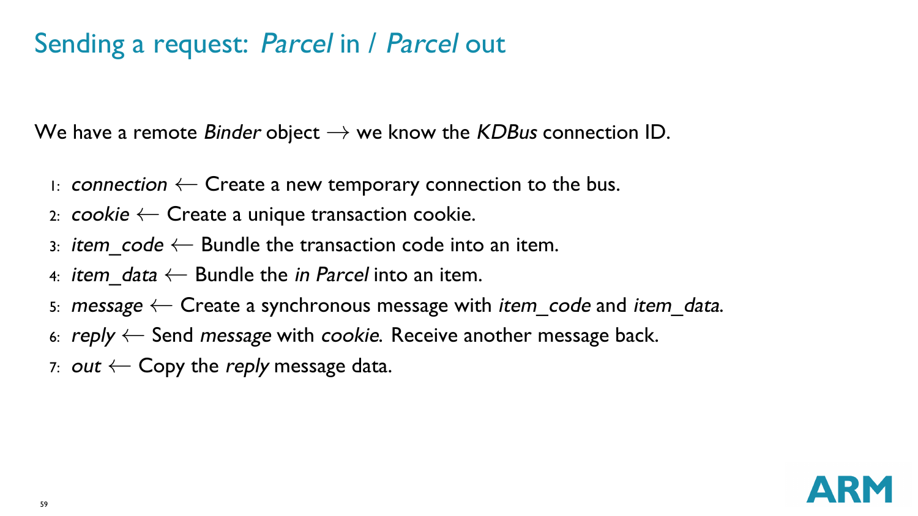# Sending a request: *Parcel* in / *Parcel* out

We have a remote *Binder* object $\rightarrow$ we know the *KDBus* connection ID.

1. *connection* $\leftarrow$ Create a new temporary connection to the bus.
2. *cookie* $\leftarrow$ Create a unique transaction cookie.
3. *item_code* $\leftarrow$ Bundle the transaction code into an item.
4. *item_data* $\leftarrow$ Bundle the *in Parcel* into an item.
5. *message* $\leftarrow$ Create a synchronous message with *item_code* and *item_data*.
6. *reply* $\leftarrow$ Send *message* with *cookie*. Receive another message back.
7. *out* $\leftarrow$ Copy the *reply* message data.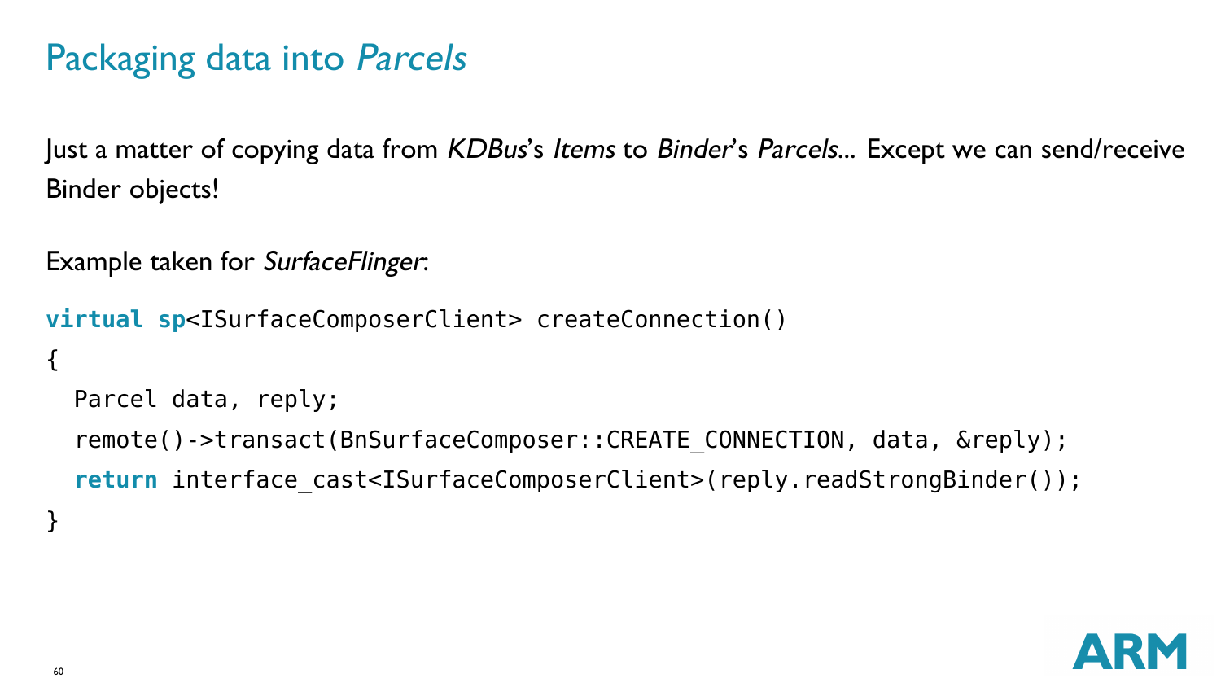# Packaging data into *Parcels*

Just a matter of copying data from *KDBus*'s *Items* to *Binder*'s *Parcels*... Except we can send/receive Binder objects!

Example taken for *SurfaceFlinger*:

```
virtual sp<ISurfaceComposerClient> createConnection()
{
  Parcel data, reply;
  remote()->transact(BnSurfaceComposer::CREATE_CONNECTION, data, &reply);
  return interface_cast<ISurfaceComposerClient>(reply.readStrongBinder());
}
```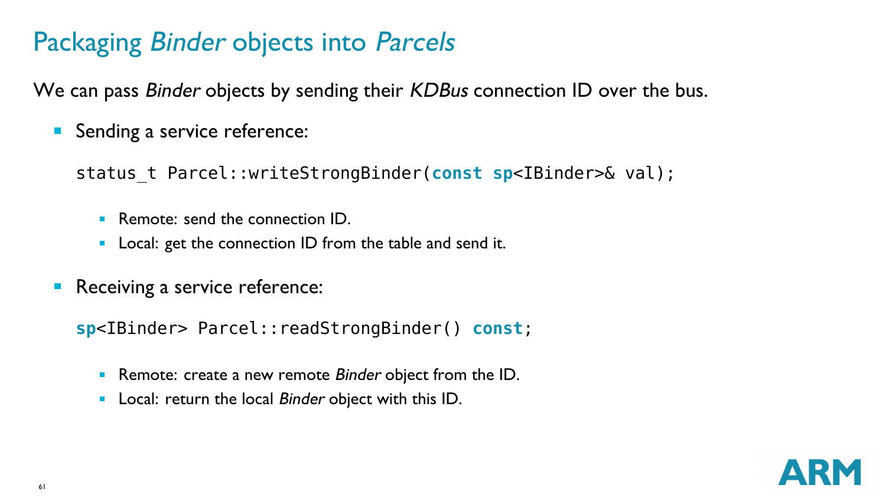# Packaging *Binder* objects into *Parcels*

We can pass *Binder* objects by sending their *KDBus* connection ID over the bus.

- Sending a service reference:

```
status_t Parcel::writeStrongBinder(const sp<IBinder>& val);
```

  - Remote: send the connection ID.
  - Local: get the connection ID from the table and send it.

- Receiving a service reference:

```
sp<IBinder> Parcel::readStrongBinder() const;
```

  - Remote: create a new remote *Binder* object from the ID.
  - Local: return the local *Binder* object with this ID.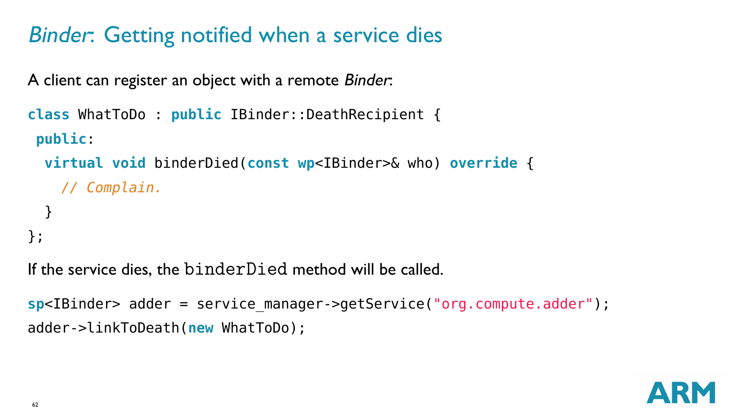# *Binder*: Getting notified when a service dies

A client can register an object with a remote *Binder*:

```
class WhatToDo : public IBinder::DeathRecipient {
 public:
  virtual void binderDied(const wp<IBinder>& who) override {
    // Complain.
  }
};
```

If the service dies, the `binderDied` method will be called.

```
sp<IBinder> adder = service_manager->getService("org.compute.adder");
adder->linkToDeath(new WhatToDo);
```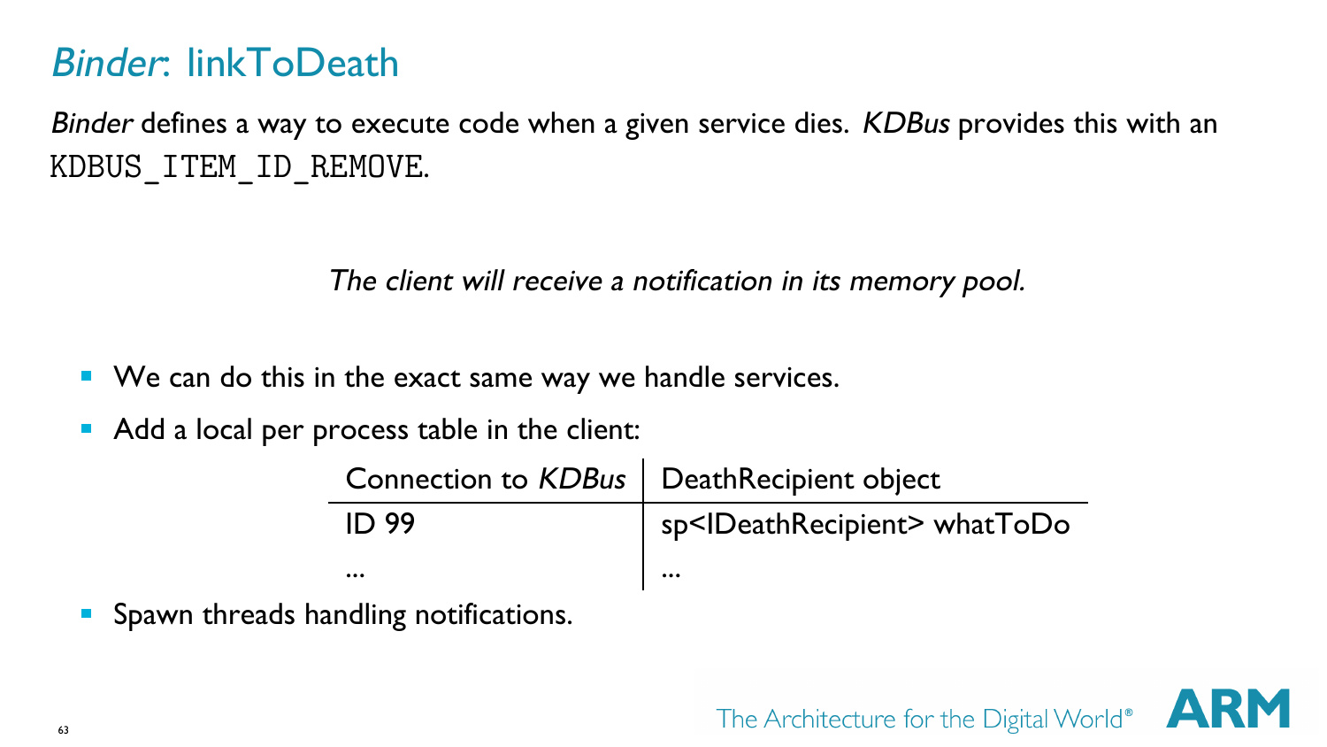# *Binder*: linkToDeath

*Binder* defines a way to execute code when a given service dies. *KDBus* provides this with an `KDBUS_ITEM_ID_REMOVE`.

*The client will receive a notification in its memory pool.*

- We can do this in the exact same way we handle services.
- Add a local per process table in the client:

| Connection to *KDBus* | DeathRecipient object |
|---|---|
| ID 99 | sp<IDeathRecipient> whatToDo |
| ... | ... |

- Spawn threads handling notifications.